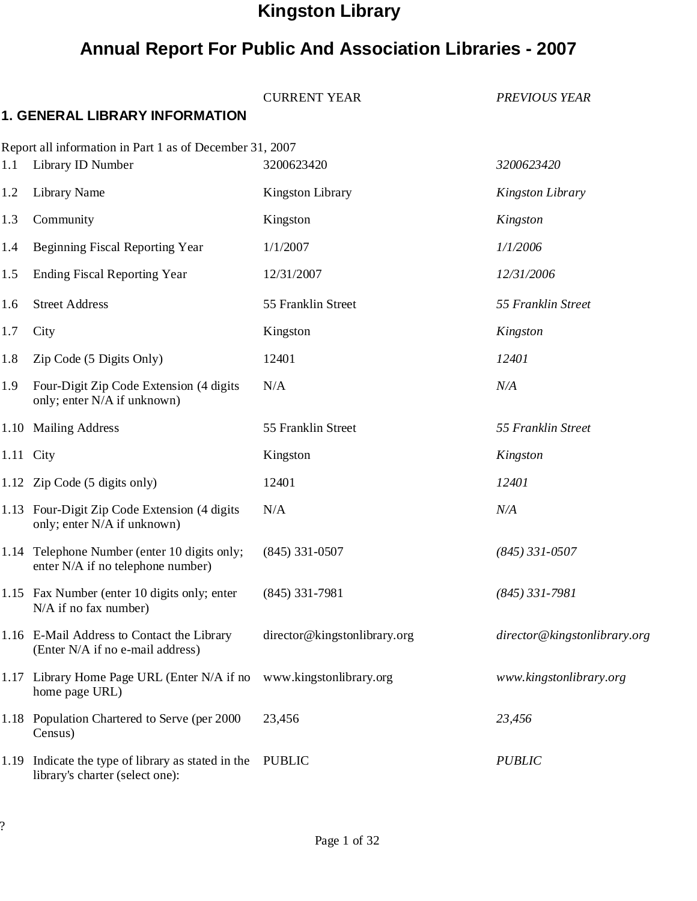# Kingston Library

# Annual Report For Public And Association Libraries - 2007

## 1. GENERAL LIBRARY INFORMATION

Report all information in Part 1 as of December 31, 2007

| | | CURRENT YEAR | *PREVIOUS YEAR* |
|---|---|---|---|
| 1.1 | Library ID Number | 3200623420 | *3200623420* |
| 1.2 | Library Name | Kingston Library | *Kingston Library* |
| 1.3 | Community | Kingston | *Kingston* |
| 1.4 | Beginning Fiscal Reporting Year | 1/1/2007 | *1/1/2006* |
| 1.5 | Ending Fiscal Reporting Year | 12/31/2007 | *12/31/2006* |
| 1.6 | Street Address | 55 Franklin Street | *55 Franklin Street* |
| 1.7 | City | Kingston | *Kingston* |
| 1.8 | Zip Code (5 Digits Only) | 12401 | *12401* |
| 1.9 | Four-Digit Zip Code Extension (4 digits only; enter N/A if unknown) | N/A | *N/A* |
| 1.10 | Mailing Address | 55 Franklin Street | *55 Franklin Street* |
| 1.11 | City | Kingston | *Kingston* |
| 1.12 | Zip Code (5 digits only) | 12401 | *12401* |
| 1.13 | Four-Digit Zip Code Extension (4 digits only; enter N/A if unknown) | N/A | *N/A* |
| 1.14 | Telephone Number (enter 10 digits only; enter N/A if no telephone number) | (845) 331-0507 | *(845) 331-0507* |
| 1.15 | Fax Number (enter 10 digits only; enter N/A if no fax number) | (845) 331-7981 | *(845) 331-7981* |
| 1.16 | E-Mail Address to Contact the Library (Enter N/A if no e-mail address) | director@kingstonlibrary.org | *director@kingstonlibrary.org* |
| 1.17 | Library Home Page URL (Enter N/A if no home page URL) | www.kingstonlibrary.org | *www.kingstonlibrary.org* |
| 1.18 | Population Chartered to Serve (per 2000 Census) | 23,456 | *23,456* |
| 1.19 | Indicate the type of library as stated in the library's charter (select one): | PUBLIC | *PUBLIC* |

?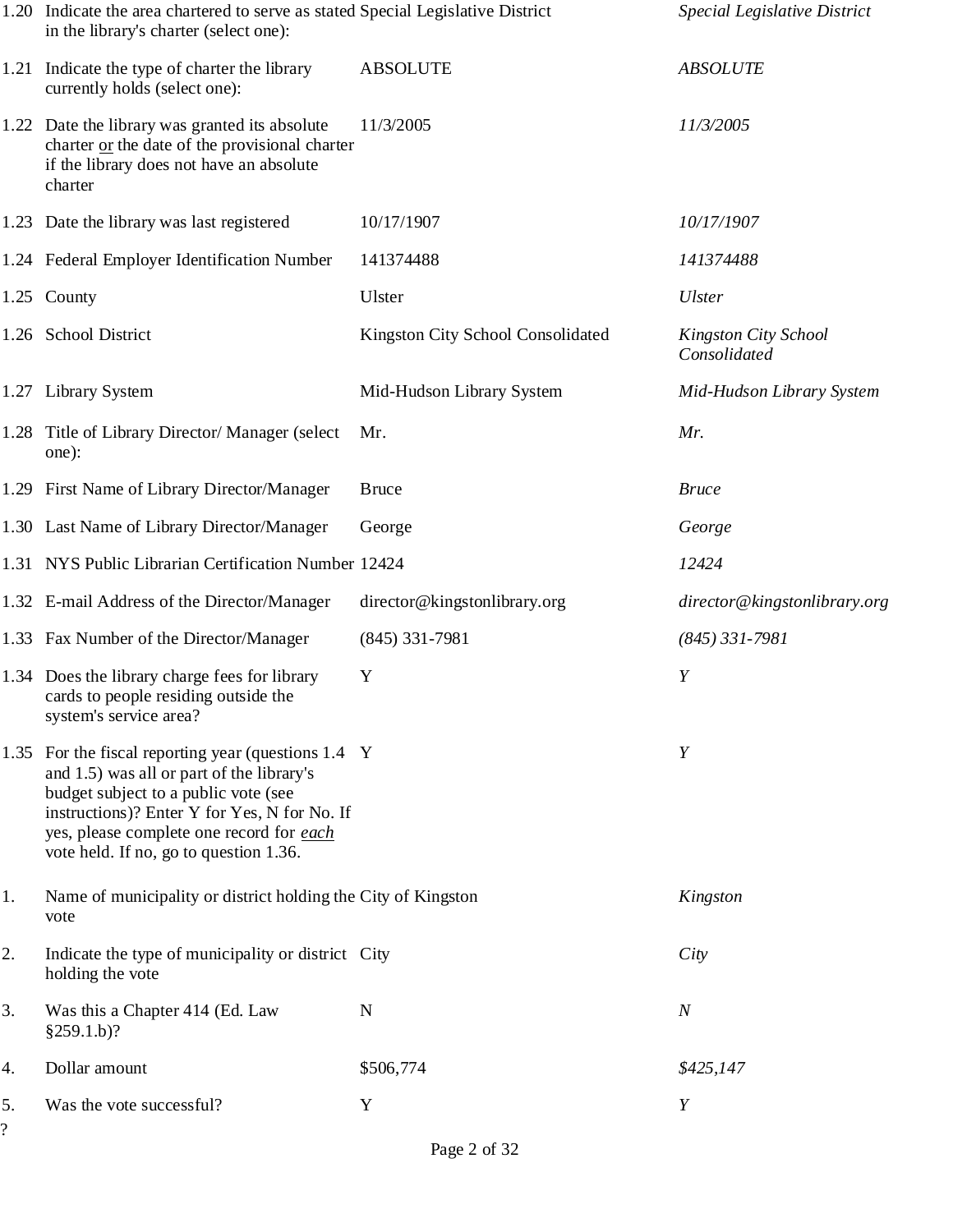| | | | |
|---|---|---|---|
| 1.20 | Indicate the area chartered to serve as stated in the library's charter (select one): | Special Legislative District | *Special Legislative District* |
| 1.21 | Indicate the type of charter the library currently holds (select one): | ABSOLUTE | *ABSOLUTE* |
| 1.22 | Date the library was granted its absolute charter <u>or</u> the date of the provisional charter if the library does not have an absolute charter | 11/3/2005 | *11/3/2005* |
| 1.23 | Date the library was last registered | 10/17/1907 | *10/17/1907* |
| 1.24 | Federal Employer Identification Number | 141374488 | *141374488* |
| 1.25 | County | Ulster | *Ulster* |
| 1.26 | School District | Kingston City School Consolidated | *Kingston City School Consolidated* |
| 1.27 | Library System | Mid-Hudson Library System | *Mid-Hudson Library System* |
| 1.28 | Title of Library Director/ Manager (select one): | Mr. | *Mr.* |
| 1.29 | First Name of Library Director/Manager | Bruce | *Bruce* |
| 1.30 | Last Name of Library Director/Manager | George | *George* |
| 1.31 | NYS Public Librarian Certification Number | 12424 | *12424* |
| 1.32 | E-mail Address of the Director/Manager | director@kingstonlibrary.org | *director@kingstonlibrary.org* |
| 1.33 | Fax Number of the Director/Manager | (845) 331-7981 | *(845) 331-7981* |
| 1.34 | Does the library charge fees for library cards to people residing outside the system's service area? | Y | *Y* |
| 1.35 | For the fiscal reporting year (questions 1.4 and 1.5) was all or part of the library's budget subject to a public vote (see instructions)? Enter Y for Yes, N for No. If yes, please complete one record for *<u>each</u>* vote held. If no, go to question 1.36. | Y | *Y* |
| 1. | Name of municipality or district holding the vote | City of Kingston | *Kingston* |
| 2. | Indicate the type of municipality or district holding the vote | City | *City* |
| 3. | Was this a Chapter 414 (Ed. Law §259.1.b)? | N | *N* |
| 4. | Dollar amount | $506,774 | *$425,147* |
| 5. | Was the vote successful? | Y | *Y* |

?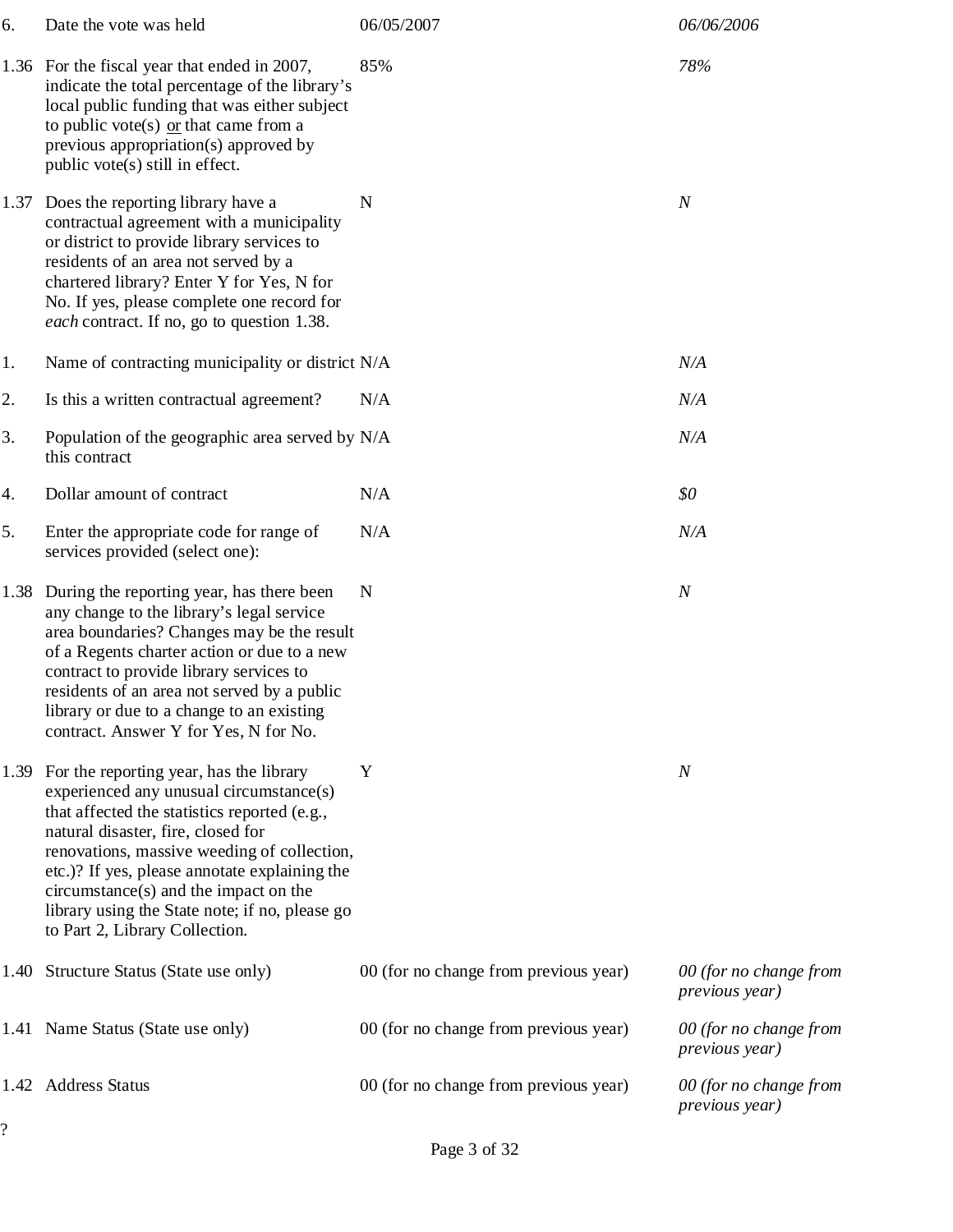| | | | |
|---|---|---|---|
| 6. | Date the vote was held | 06/05/2007 | *06/06/2006* |
| 1.36 | For the fiscal year that ended in 2007, indicate the total percentage of the library's local public funding that was either subject to public vote(s) or that came from a previous appropriation(s) approved by public vote(s) still in effect. | 85% | *78%* |
| 1.37 | Does the reporting library have a contractual agreement with a municipality or district to provide library services to residents of an area not served by a chartered library? Enter Y for Yes, N for No. If yes, please complete one record for *each* contract. If no, go to question 1.38. | N | *N* |
| 1. | Name of contracting municipality or district | N/A | *N/A* |
| 2. | Is this a written contractual agreement? | N/A | *N/A* |
| 3. | Population of the geographic area served by this contract | N/A | *N/A* |
| 4. | Dollar amount of contract | N/A | *$0* |
| 5. | Enter the appropriate code for range of services provided (select one): | N/A | *N/A* |
| 1.38 | During the reporting year, has there been any change to the library's legal service area boundaries? Changes may be the result of a Regents charter action or due to a new contract to provide library services to residents of an area not served by a public library or due to a change to an existing contract. Answer Y for Yes, N for No. | N | *N* |
| 1.39 | For the reporting year, has the library experienced any unusual circumstance(s) that affected the statistics reported (e.g., natural disaster, fire, closed for renovations, massive weeding of collection, etc.)? If yes, please annotate explaining the circumstance(s) and the impact on the library using the State note; if no, please go to Part 2, Library Collection. | Y | *N* |
| 1.40 | Structure Status (State use only) | 00 (for no change from previous year) | *00 (for no change from previous year)* |
| 1.41 | Name Status (State use only) | 00 (for no change from previous year) | *00 (for no change from previous year)* |
| 1.42 | Address Status | 00 (for no change from previous year) | *00 (for no change from previous year)* |

?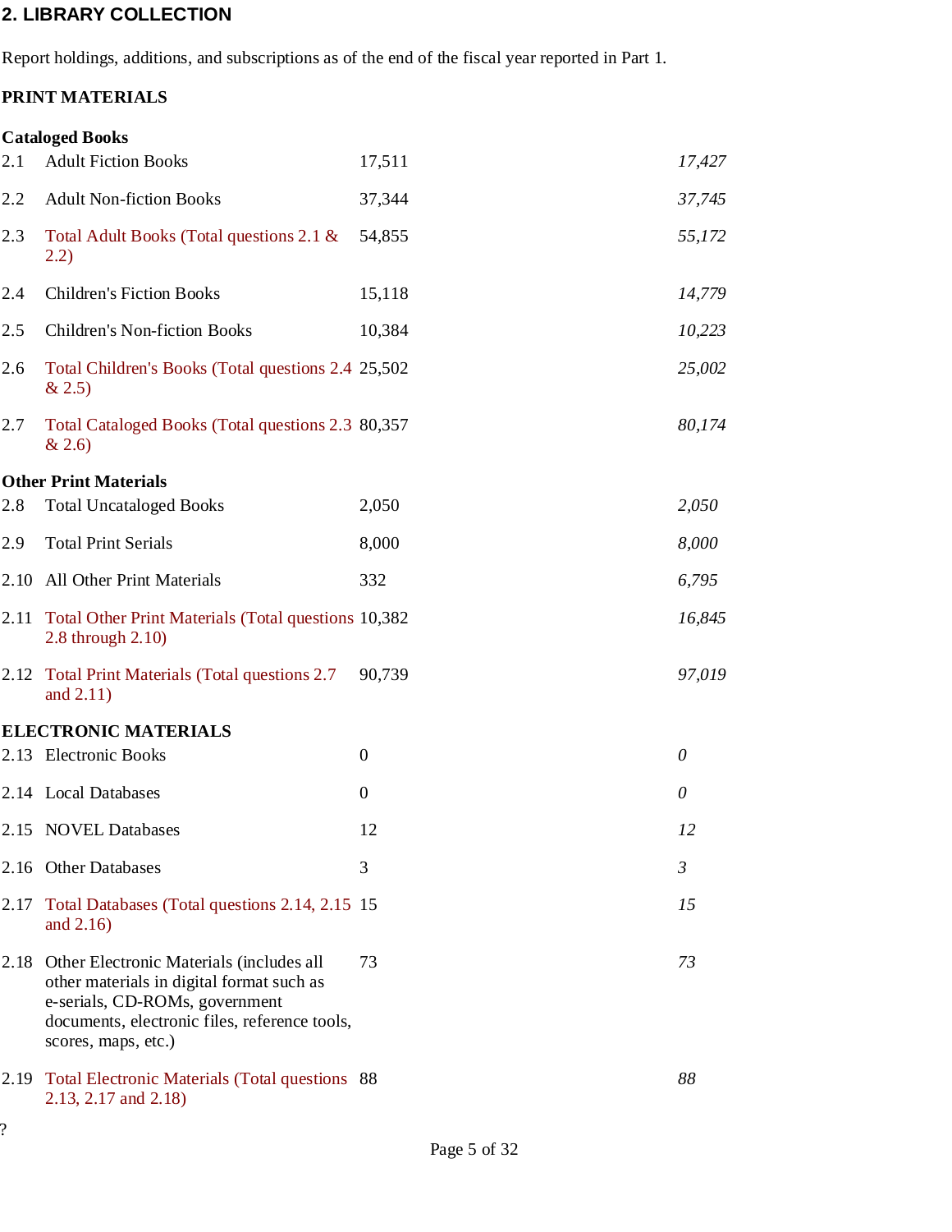## 2. LIBRARY COLLECTION

Report holdings, additions, and subscriptions as of the end of the fiscal year reported in Part 1.

### PRINT MATERIALS

**Cataloged Books**

| | | | |
|---|---|---|---|
| 2.1 | Adult Fiction Books | 17,511 | *17,427* |
| 2.2 | Adult Non-fiction Books | 37,344 | *37,745* |
| 2.3 | Total Adult Books (Total questions 2.1 & 2.2) | 54,855 | *55,172* |
| 2.4 | Children's Fiction Books | 15,118 | *14,779* |
| 2.5 | Children's Non-fiction Books | 10,384 | *10,223* |
| 2.6 | Total Children's Books (Total questions 2.4 & 2.5) | 25,502 | *25,002* |
| 2.7 | Total Cataloged Books (Total questions 2.3 & 2.6) | 80,357 | *80,174* |

**Other Print Materials**

| | | | |
|---|---|---|---|
| 2.8 | Total Uncataloged Books | 2,050 | *2,050* |
| 2.9 | Total Print Serials | 8,000 | *8,000* |
| 2.10 | All Other Print Materials | 332 | *6,795* |
| 2.11 | Total Other Print Materials (Total questions 2.8 through 2.10) | 10,382 | *16,845* |
| 2.12 | Total Print Materials (Total questions 2.7 and 2.11) | 90,739 | *97,019* |

### ELECTRONIC MATERIALS

| | | | |
|---|---|---|---|
| 2.13 | Electronic Books | 0 | *0* |
| 2.14 | Local Databases | 0 | *0* |
| 2.15 | NOVEL Databases | 12 | *12* |
| 2.16 | Other Databases | 3 | *3* |
| 2.17 | Total Databases (Total questions 2.14, 2.15 and 2.16) | 15 | *15* |
| 2.18 | Other Electronic Materials (includes all other materials in digital format such as e-serials, CD-ROMs, government documents, electronic files, reference tools, scores, maps, etc.) | 73 | *73* |
| 2.19 | Total Electronic Materials (Total questions 2.13, 2.17 and 2.18) | 88 | *88* |

?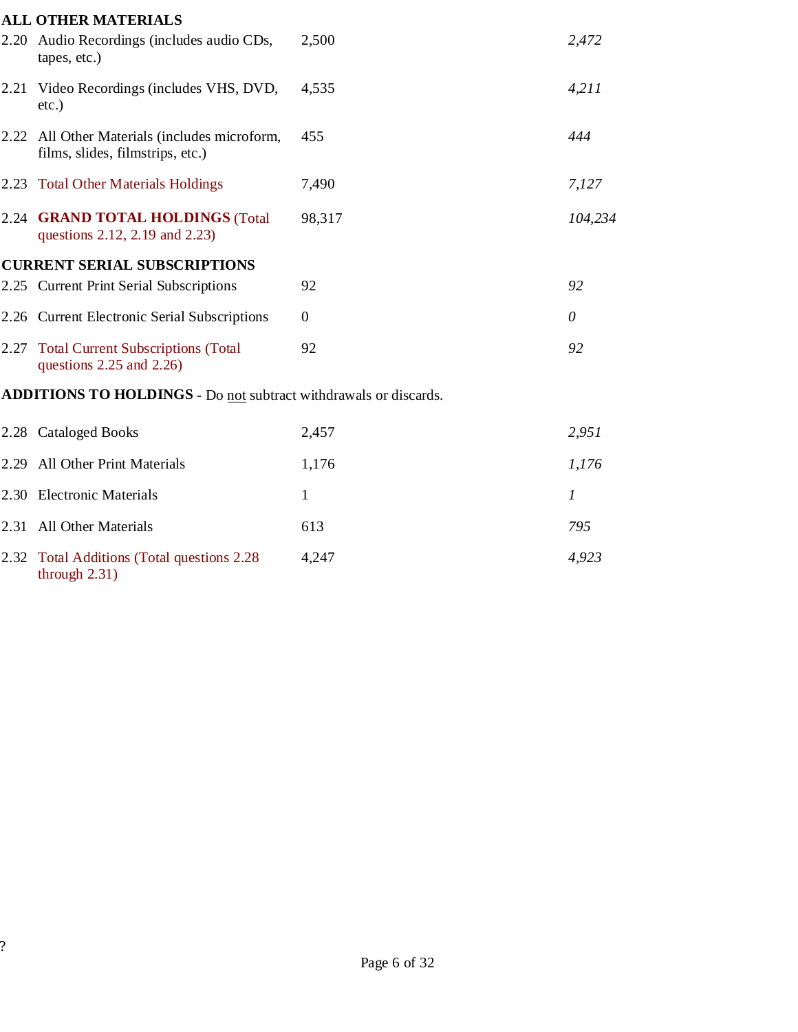**ALL OTHER MATERIALS**

| | | | |
|---|---|---|---|
| 2.20 | Audio Recordings (includes audio CDs, tapes, etc.) | 2,500 | *2,472* |
| 2.21 | Video Recordings (includes VHS, DVD, etc.) | 4,535 | *4,211* |
| 2.22 | All Other Materials (includes microform, films, slides, filmstrips, etc.) | 455 | *444* |
| 2.23 | Total Other Materials Holdings | 7,490 | *7,127* |
| 2.24 | **GRAND TOTAL HOLDINGS** (Total questions 2.12, 2.19 and 2.23) | 98,317 | *104,234* |

**CURRENT SERIAL SUBSCRIPTIONS**

| | | | |
|---|---|---|---|
| 2.25 | Current Print Serial Subscriptions | 92 | *92* |
| 2.26 | Current Electronic Serial Subscriptions | 0 | *0* |
| 2.27 | Total Current Subscriptions (Total questions 2.25 and 2.26) | 92 | *92* |

**ADDITIONS TO HOLDINGS** - Do not subtract withdrawals or discards.

| | | | |
|---|---|---|---|
| 2.28 | Cataloged Books | 2,457 | *2,951* |
| 2.29 | All Other Print Materials | 1,176 | *1,176* |
| 2.30 | Electronic Materials | 1 | *1* |
| 2.31 | All Other Materials | 613 | *795* |
| 2.32 | Total Additions (Total questions 2.28 through 2.31) | 4,247 | *4,923* |

?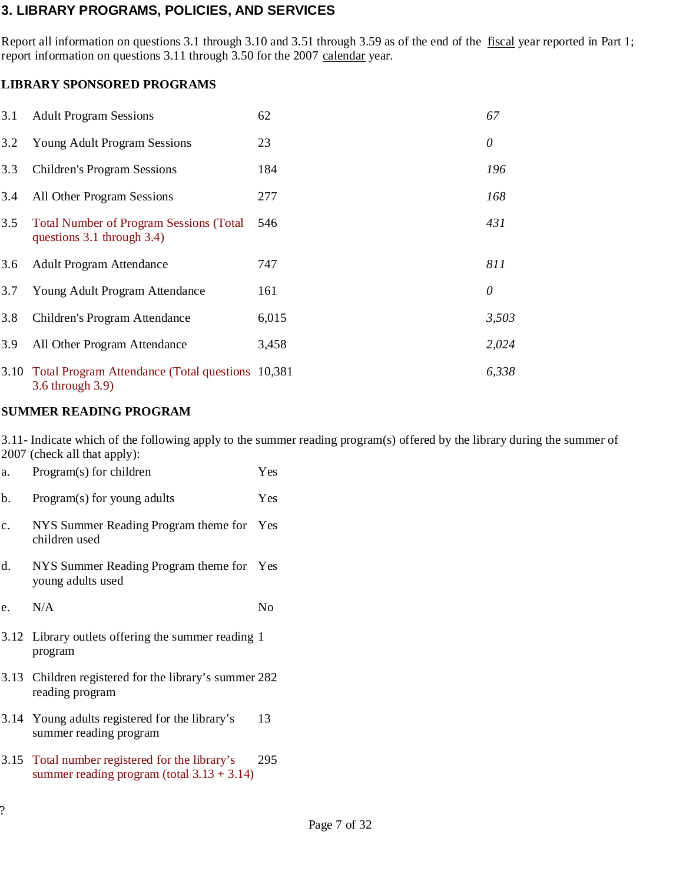## 3. LIBRARY PROGRAMS, POLICIES, AND SERVICES

Report all information on questions 3.1 through 3.10 and 3.51 through 3.59 as of the end of the fiscal year reported in Part 1; report information on questions 3.11 through 3.50 for the 2007 calendar year.

### LIBRARY SPONSORED PROGRAMS

| | | | |
|---|---|---|---|
| 3.1 | Adult Program Sessions | 62 | *67* |
| 3.2 | Young Adult Program Sessions | 23 | *0* |
| 3.3 | Children's Program Sessions | 184 | *196* |
| 3.4 | All Other Program Sessions | 277 | *168* |
| 3.5 | Total Number of Program Sessions (Total questions 3.1 through 3.4) | 546 | *431* |
| 3.6 | Adult Program Attendance | 747 | *811* |
| 3.7 | Young Adult Program Attendance | 161 | *0* |
| 3.8 | Children's Program Attendance | 6,015 | *3,503* |
| 3.9 | All Other Program Attendance | 3,458 | *2,024* |
| 3.10 | Total Program Attendance (Total questions 3.6 through 3.9) | 10,381 | *6,338* |

### SUMMER READING PROGRAM

3.11- Indicate which of the following apply to the summer reading program(s) offered by the library during the summer of 2007 (check all that apply):

| | | |
|---|---|---|
| a. | Program(s) for children | Yes |
| b. | Program(s) for young adults | Yes |
| c. | NYS Summer Reading Program theme for children used | Yes |
| d. | NYS Summer Reading Program theme for young adults used | Yes |
| e. | N/A | No |

| | | |
|---|---|---|
| 3.12 | Library outlets offering the summer reading program | 1 |
| 3.13 | Children registered for the library's summer reading program | 282 |
| 3.14 | Young adults registered for the library's summer reading program | 13 |
| 3.15 | Total number registered for the library's summer reading program (total 3.13 + 3.14) | 295 |

?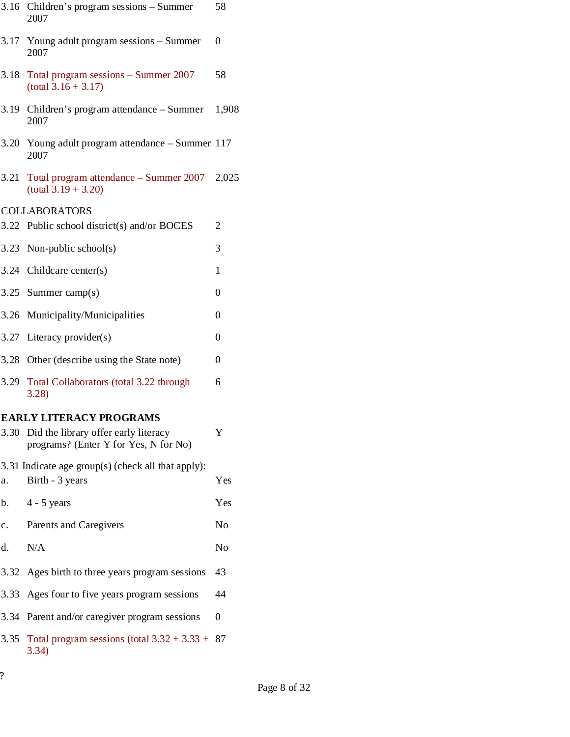| | | |
|---|---|---|
| 3.16 | Children's program sessions – Summer 2007 | 58 |
| 3.17 | Young adult program sessions – Summer 2007 | 0 |
| 3.18 | Total program sessions – Summer 2007 (total 3.16 + 3.17) | 58 |
| 3.19 | Children's program attendance – Summer 2007 | 1,908 |
| 3.20 | Young adult program attendance – Summer 2007 | 117 |
| 3.21 | Total program attendance – Summer 2007 (total 3.19 + 3.20) | 2,025 |

COLLABORATORS

| | | |
|---|---|---|
| 3.22 | Public school district(s) and/or BOCES | 2 |
| 3.23 | Non-public school(s) | 3 |
| 3.24 | Childcare center(s) | 1 |
| 3.25 | Summer camp(s) | 0 |
| 3.26 | Municipality/Municipalities | 0 |
| 3.27 | Literacy provider(s) | 0 |
| 3.28 | Other (describe using the State note) | 0 |
| 3.29 | Total Collaborators (total 3.22 through 3.28) | 6 |

**EARLY LITERACY PROGRAMS**

| | | |
|---|---|---|
| 3.30 | Did the library offer early literacy programs? (Enter Y for Yes, N for No) | Y |

3.31 Indicate age group(s) (check all that apply):

| | | |
|---|---|---|
| a. | Birth - 3 years | Yes |
| b. | 4 - 5 years | Yes |
| c. | Parents and Caregivers | No |
| d. | N/A | No |
| 3.32 | Ages birth to three years program sessions | 43 |
| 3.33 | Ages four to five years program sessions | 44 |
| 3.34 | Parent and/or caregiver program sessions | 0 |
| 3.35 | Total program sessions (total 3.32 + 3.33 + 3.34) | 87 |

?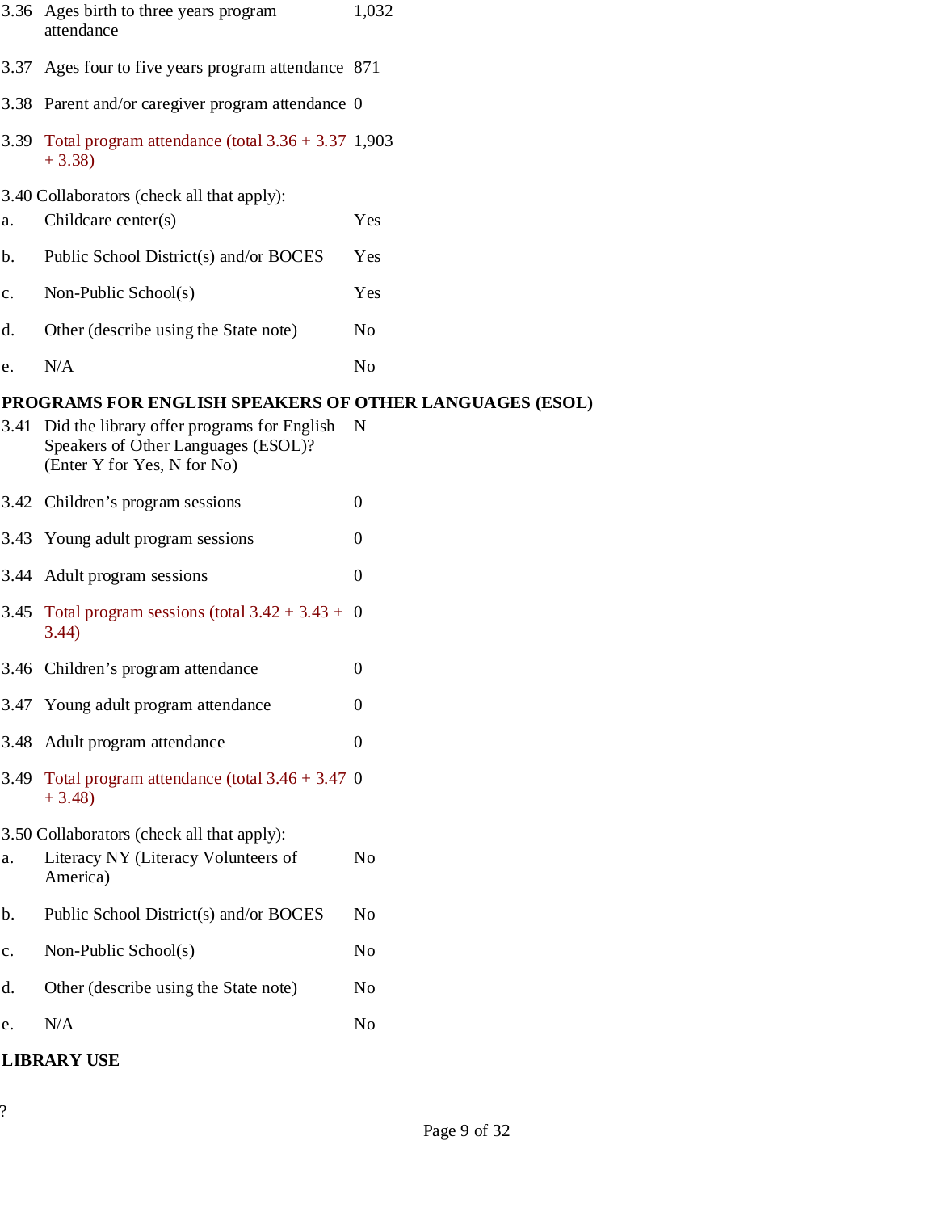| | | |
|---|---|---|
| 3.36 | Ages birth to three years program attendance | 1,032 |
| 3.37 | Ages four to five years program attendance | 871 |
| 3.38 | Parent and/or caregiver program attendance | 0 |
| 3.39 | Total program attendance (total 3.36 + 3.37 + 3.38) | 1,903 |

3.40 Collaborators (check all that apply):

| | | |
|---|---|---|
| a. | Childcare center(s) | Yes |
| b. | Public School District(s) and/or BOCES | Yes |
| c. | Non-Public School(s) | Yes |
| d. | Other (describe using the State note) | No |
| e. | N/A | No |

**PROGRAMS FOR ENGLISH SPEAKERS OF OTHER LANGUAGES (ESOL)**

| | | |
|---|---|---|
| 3.41 | Did the library offer programs for English Speakers of Other Languages (ESOL)? (Enter Y for Yes, N for No) | N |
| 3.42 | Children's program sessions | 0 |
| 3.43 | Young adult program sessions | 0 |
| 3.44 | Adult program sessions | 0 |
| 3.45 | Total program sessions (total 3.42 + 3.43 + 3.44) | 0 |
| 3.46 | Children's program attendance | 0 |
| 3.47 | Young adult program attendance | 0 |
| 3.48 | Adult program attendance | 0 |
| 3.49 | Total program attendance (total 3.46 + 3.47 + 3.48) | 0 |

3.50 Collaborators (check all that apply):

| | | |
|---|---|---|
| a. | Literacy NY (Literacy Volunteers of America) | No |
| b. | Public School District(s) and/or BOCES | No |
| c. | Non-Public School(s) | No |
| d. | Other (describe using the State note) | No |
| e. | N/A | No |

**LIBRARY USE**

?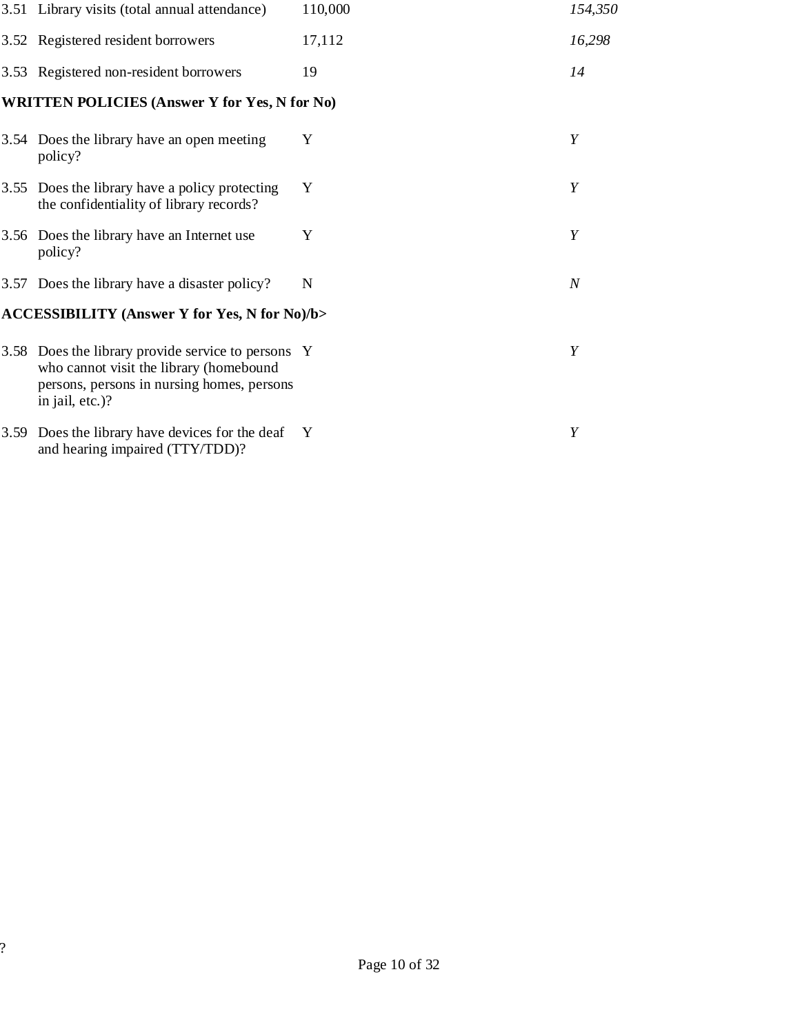| | | | |
|---|---|---|---|
| 3.51 | Library visits (total annual attendance) | 110,000 | *154,350* |
| 3.52 | Registered resident borrowers | 17,112 | *16,298* |
| 3.53 | Registered non-resident borrowers | 19 | *14* |

**WRITTEN POLICIES (Answer Y for Yes, N for No)**

| | | | |
|---|---|---|---|
| 3.54 | Does the library have an open meeting policy? | Y | *Y* |
| 3.55 | Does the library have a policy protecting the confidentiality of library records? | Y | *Y* |
| 3.56 | Does the library have an Internet use policy? | Y | *Y* |
| 3.57 | Does the library have a disaster policy? | N | *N* |

**ACCESSIBILITY (Answer Y for Yes, N for No)/b>**

| | | | |
|---|---|---|---|
| 3.58 | Does the library provide service to persons who cannot visit the library (homebound persons, persons in nursing homes, persons in jail, etc.)? | Y | *Y* |
| 3.59 | Does the library have devices for the deaf and hearing impaired (TTY/TDD)? | Y | *Y* |

?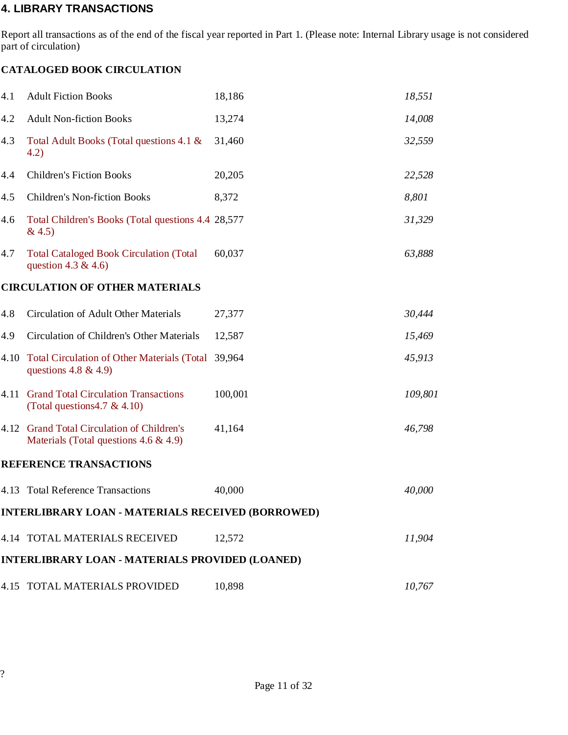## 4. LIBRARY TRANSACTIONS

Report all transactions as of the end of the fiscal year reported in Part 1. (Please note: Internal Library usage is not considered part of circulation)

### CATALOGED BOOK CIRCULATION

| | | | |
|---|---|---|---|
| 4.1 | Adult Fiction Books | 18,186 | *18,551* |
| 4.2 | Adult Non-fiction Books | 13,274 | *14,008* |
| 4.3 | Total Adult Books (Total questions 4.1 & 4.2) | 31,460 | *32,559* |
| 4.4 | Children's Fiction Books | 20,205 | *22,528* |
| 4.5 | Children's Non-fiction Books | 8,372 | *8,801* |
| 4.6 | Total Children's Books (Total questions 4.4 & 4.5) | 28,577 | *31,329* |
| 4.7 | Total Cataloged Book Circulation (Total question 4.3 & 4.6) | 60,037 | *63,888* |

### CIRCULATION OF OTHER MATERIALS

| | | | |
|---|---|---|---|
| 4.8 | Circulation of Adult Other Materials | 27,377 | *30,444* |
| 4.9 | Circulation of Children's Other Materials | 12,587 | *15,469* |
| 4.10 | Total Circulation of Other Materials (Total questions 4.8 & 4.9) | 39,964 | *45,913* |
| 4.11 | Grand Total Circulation Transactions (Total questions4.7 & 4.10) | 100,001 | *109,801* |
| 4.12 | Grand Total Circulation of Children's Materials (Total questions 4.6 & 4.9) | 41,164 | *46,798* |

### REFERENCE TRANSACTIONS

| | | | |
|---|---|---|---|
| 4.13 | Total Reference Transactions | 40,000 | *40,000* |

### INTERLIBRARY LOAN - MATERIALS RECEIVED (BORROWED)

| | | | |
|---|---|---|---|
| 4.14 | TOTAL MATERIALS RECEIVED | 12,572 | *11,904* |

### INTERLIBRARY LOAN - MATERIALS PROVIDED (LOANED)

| | | | |
|---|---|---|---|
| 4.15 | TOTAL MATERIALS PROVIDED | 10,898 | *10,767* |

?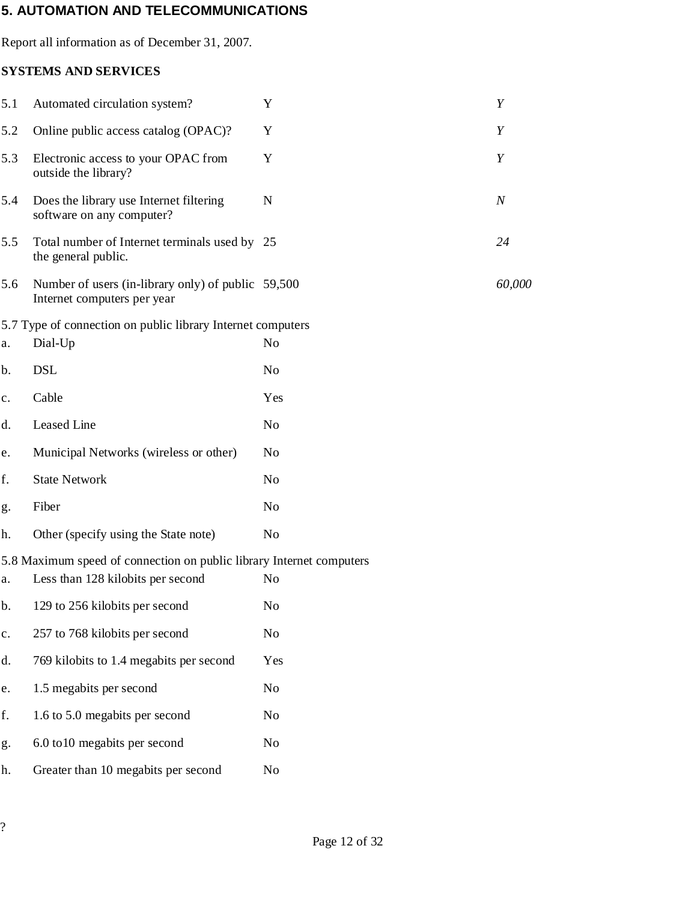## 5. AUTOMATION AND TELECOMMUNICATIONS

Report all information as of December 31, 2007.

**SYSTEMS AND SERVICES**

| | | | |
|---|---|---|---|
| 5.1 | Automated circulation system? | Y | *Y* |
| 5.2 | Online public access catalog (OPAC)? | Y | *Y* |
| 5.3 | Electronic access to your OPAC from outside the library? | Y | *Y* |
| 5.4 | Does the library use Internet filtering software on any computer? | N | *N* |
| 5.5 | Total number of Internet terminals used by the general public. | 25 | *24* |
| 5.6 | Number of users (in-library only) of public Internet computers per year | 59,500 | *60,000* |

5.7 Type of connection on public library Internet computers

| | | |
|---|---|---|
| a. | Dial-Up | No |
| b. | DSL | No |
| c. | Cable | Yes |
| d. | Leased Line | No |
| e. | Municipal Networks (wireless or other) | No |
| f. | State Network | No |
| g. | Fiber | No |
| h. | Other (specify using the State note) | No |

5.8 Maximum speed of connection on public library Internet computers

| | | |
|---|---|---|
| a. | Less than 128 kilobits per second | No |
| b. | 129 to 256 kilobits per second | No |
| c. | 257 to 768 kilobits per second | No |
| d. | 769 kilobits to 1.4 megabits per second | Yes |
| e. | 1.5 megabits per second | No |
| f. | 1.6 to 5.0 megabits per second | No |
| g. | 6.0 to10 megabits per second | No |
| h. | Greater than 10 megabits per second | No |

?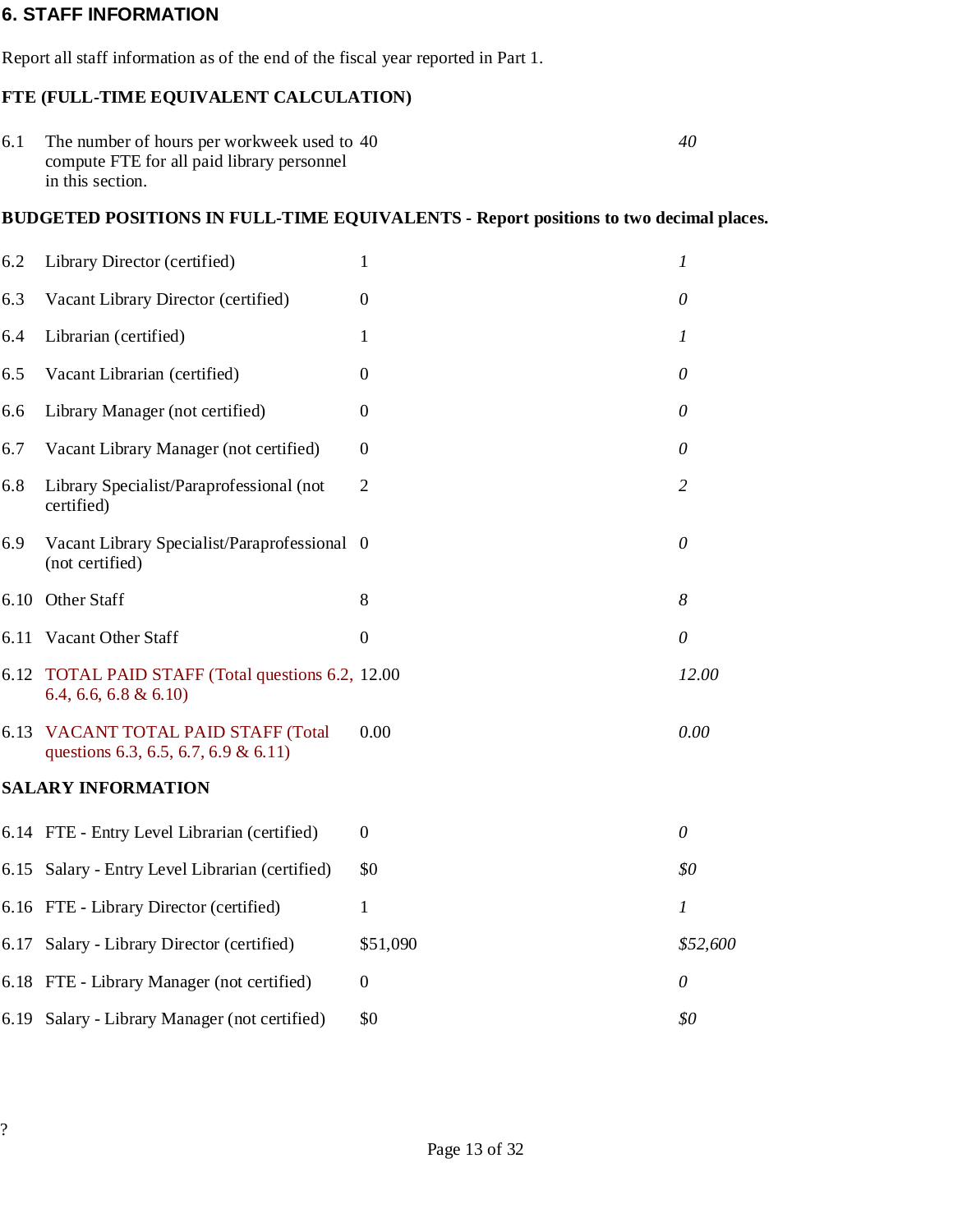## 6. STAFF INFORMATION

Report all staff information as of the end of the fiscal year reported in Part 1.

**FTE (FULL-TIME EQUIVALENT CALCULATION)**

| | | | |
|---|---|---|---|
| 6.1 | The number of hours per workweek used to compute FTE for all paid library personnel in this section. | 40 | *40* |

**BUDGETED POSITIONS IN FULL-TIME EQUIVALENTS - Report positions to two decimal places.**

| | | | |
|---|---|---|---|
| 6.2 | Library Director (certified) | 1 | *1* |
| 6.3 | Vacant Library Director (certified) | 0 | *0* |
| 6.4 | Librarian (certified) | 1 | *1* |
| 6.5 | Vacant Librarian (certified) | 0 | *0* |
| 6.6 | Library Manager (not certified) | 0 | *0* |
| 6.7 | Vacant Library Manager (not certified) | 0 | *0* |
| 6.8 | Library Specialist/Paraprofessional (not certified) | 2 | *2* |
| 6.9 | Vacant Library Specialist/Paraprofessional (not certified) | 0 | *0* |
| 6.10 | Other Staff | 8 | *8* |
| 6.11 | Vacant Other Staff | 0 | *0* |
| 6.12 | TOTAL PAID STAFF (Total questions 6.2, 6.4, 6.6, 6.8 & 6.10) | 12.00 | *12.00* |
| 6.13 | VACANT TOTAL PAID STAFF (Total questions 6.3, 6.5, 6.7, 6.9 & 6.11) | 0.00 | *0.00* |

**SALARY INFORMATION**

| | | | |
|---|---|---|---|
| 6.14 | FTE - Entry Level Librarian (certified) | 0 | *0* |
| 6.15 | Salary - Entry Level Librarian (certified) | $0 | *$0* |
| 6.16 | FTE - Library Director (certified) | 1 | *1* |
| 6.17 | Salary - Library Director (certified) | $51,090 | *$52,600* |
| 6.18 | FTE - Library Manager (not certified) | 0 | *0* |
| 6.19 | Salary - Library Manager (not certified) | $0 | *$0* |

?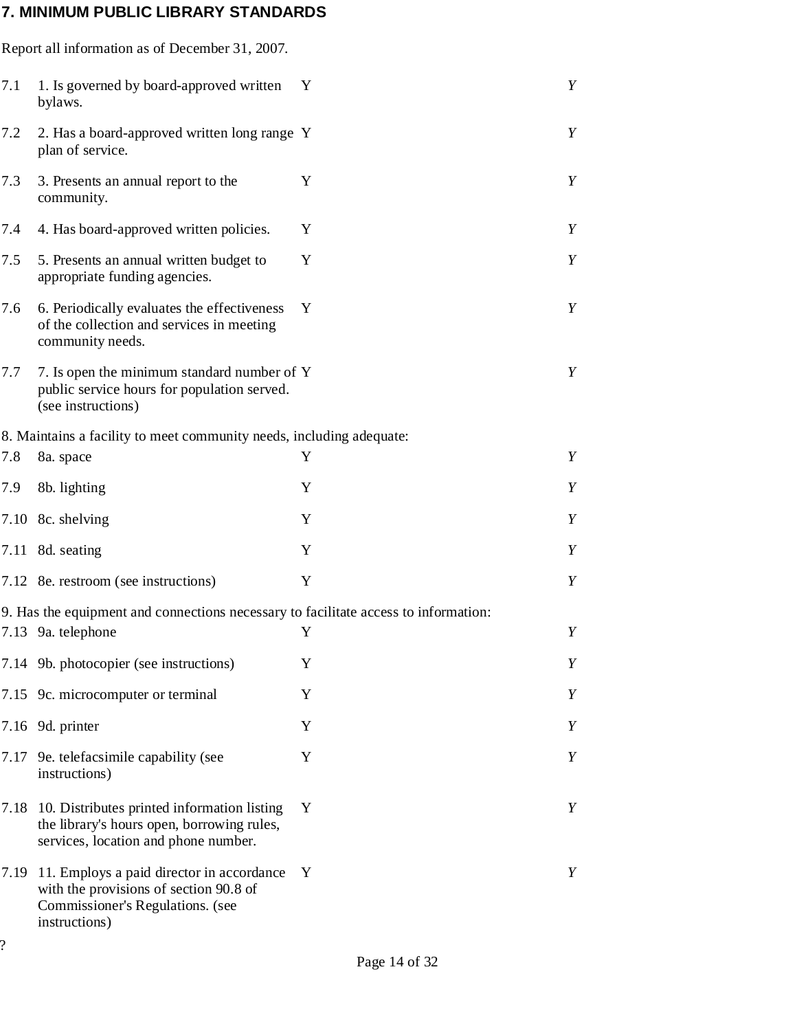## 7. MINIMUM PUBLIC LIBRARY STANDARDS

Report all information as of December 31, 2007.

| | | | |
|---|---|---|---|
| 7.1 | 1. Is governed by board-approved written bylaws. | Y | *Y* |
| 7.2 | 2. Has a board-approved written long range plan of service. | Y | *Y* |
| 7.3 | 3. Presents an annual report to the community. | Y | *Y* |
| 7.4 | 4. Has board-approved written policies. | Y | *Y* |
| 7.5 | 5. Presents an annual written budget to appropriate funding agencies. | Y | *Y* |
| 7.6 | 6. Periodically evaluates the effectiveness of the collection and services in meeting community needs. | Y | *Y* |
| 7.7 | 7. Is open the minimum standard number of public service hours for population served. (see instructions) | Y | *Y* |

8. Maintains a facility to meet community needs, including adequate:

| | | | |
|---|---|---|---|
| 7.8 | 8a. space | Y | *Y* |
| 7.9 | 8b. lighting | Y | *Y* |
| 7.10 | 8c. shelving | Y | *Y* |
| 7.11 | 8d. seating | Y | *Y* |
| 7.12 | 8e. restroom (see instructions) | Y | *Y* |

9. Has the equipment and connections necessary to facilitate access to information:

| | | | |
|---|---|---|---|
| 7.13 | 9a. telephone | Y | *Y* |
| 7.14 | 9b. photocopier (see instructions) | Y | *Y* |
| 7.15 | 9c. microcomputer or terminal | Y | *Y* |
| 7.16 | 9d. printer | Y | *Y* |
| 7.17 | 9e. telefacsimile capability (see instructions) | Y | *Y* |
| 7.18 | 10. Distributes printed information listing the library's hours open, borrowing rules, services, location and phone number. | Y | *Y* |
| 7.19 | 11. Employs a paid director in accordance with the provisions of section 90.8 of Commissioner's Regulations. (see instructions) | Y | *Y* |

?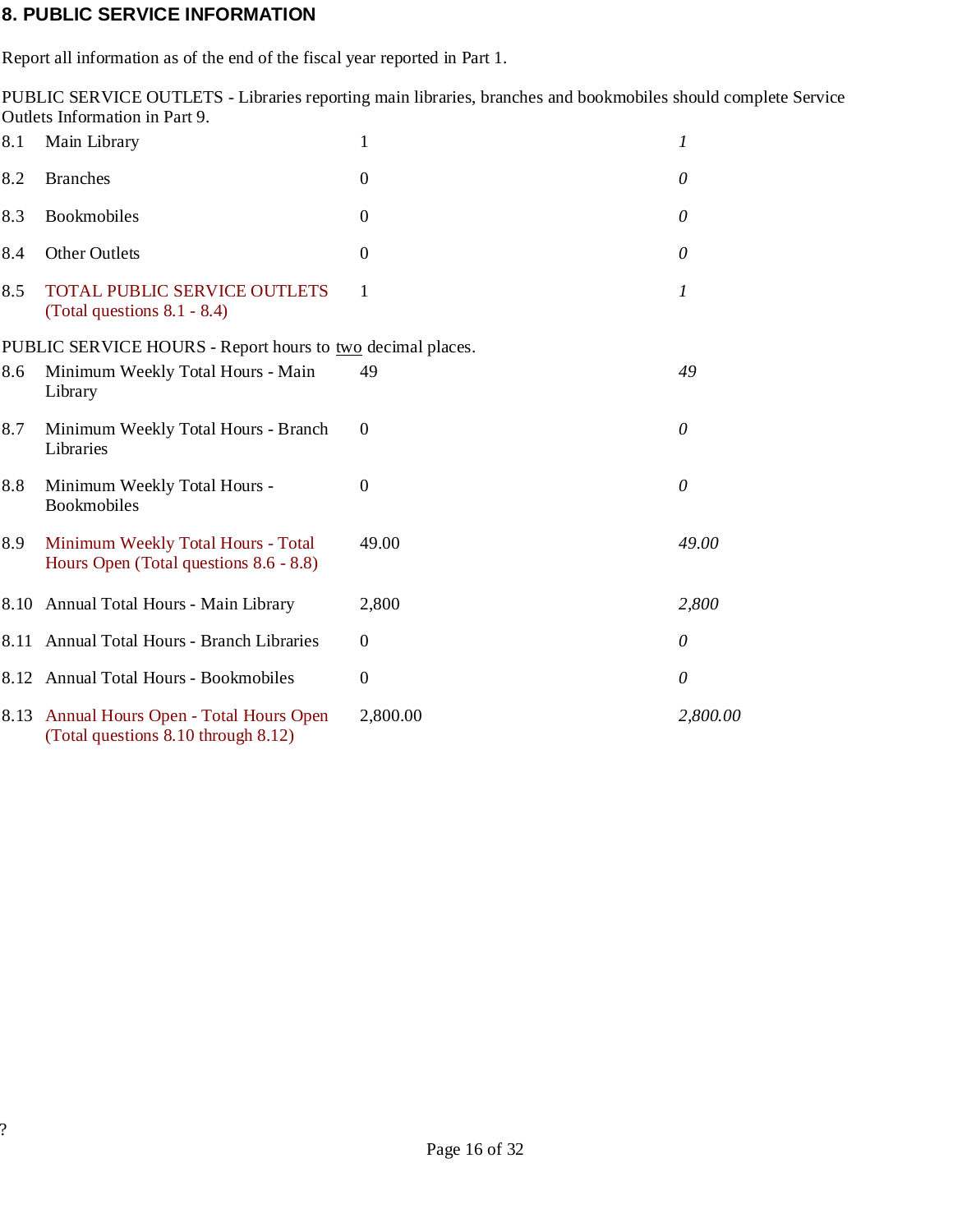## 8. PUBLIC SERVICE INFORMATION

Report all information as of the end of the fiscal year reported in Part 1.

PUBLIC SERVICE OUTLETS - Libraries reporting main libraries, branches and bookmobiles should complete Service Outlets Information in Part 9.

| | | | |
|---|---|---|---|
| 8.1 | Main Library | 1 | *1* |
| 8.2 | Branches | 0 | *0* |
| 8.3 | Bookmobiles | 0 | *0* |
| 8.4 | Other Outlets | 0 | *0* |
| 8.5 | TOTAL PUBLIC SERVICE OUTLETS (Total questions 8.1 - 8.4) | 1 | *1* |

PUBLIC SERVICE HOURS - Report hours to two decimal places.

| | | | |
|---|---|---|---|
| 8.6 | Minimum Weekly Total Hours - Main Library | 49 | *49* |
| 8.7 | Minimum Weekly Total Hours - Branch Libraries | 0 | *0* |
| 8.8 | Minimum Weekly Total Hours - Bookmobiles | 0 | *0* |
| 8.9 | Minimum Weekly Total Hours - Total Hours Open (Total questions 8.6 - 8.8) | 49.00 | *49.00* |
| 8.10 | Annual Total Hours - Main Library | 2,800 | *2,800* |
| 8.11 | Annual Total Hours - Branch Libraries | 0 | *0* |
| 8.12 | Annual Total Hours - Bookmobiles | 0 | *0* |
| 8.13 | Annual Hours Open - Total Hours Open (Total questions 8.10 through 8.12) | 2,800.00 | *2,800.00* |

?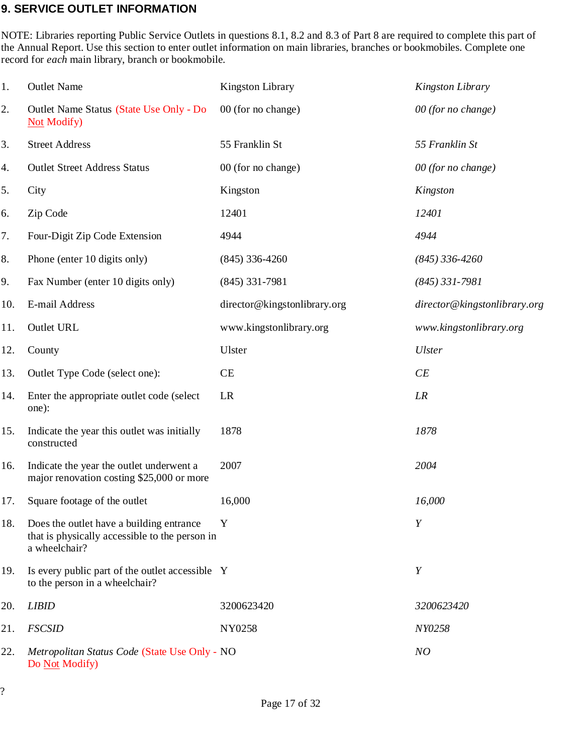## 9. SERVICE OUTLET INFORMATION

NOTE: Libraries reporting Public Service Outlets in questions 8.1, 8.2 and 8.3 of Part 8 are required to complete this part of the Annual Report. Use this section to enter outlet information on main libraries, branches or bookmobiles. Complete one record for *each* main library, branch or bookmobile.

| | | | |
|---|---|---|---|
| 1. | Outlet Name | Kingston Library | *Kingston Library* |
| 2. | Outlet Name Status (State Use Only - Do Not Modify) | 00 (for no change) | *00 (for no change)* |
| 3. | Street Address | 55 Franklin St | *55 Franklin St* |
| 4. | Outlet Street Address Status | 00 (for no change) | *00 (for no change)* |
| 5. | City | Kingston | *Kingston* |
| 6. | Zip Code | 12401 | *12401* |
| 7. | Four-Digit Zip Code Extension | 4944 | *4944* |
| 8. | Phone (enter 10 digits only) | (845) 336-4260 | *(845) 336-4260* |
| 9. | Fax Number (enter 10 digits only) | (845) 331-7981 | *(845) 331-7981* |
| 10. | E-mail Address | director@kingstonlibrary.org | *director@kingstonlibrary.org* |
| 11. | Outlet URL | www.kingstonlibrary.org | *www.kingstonlibrary.org* |
| 12. | County | Ulster | *Ulster* |
| 13. | Outlet Type Code (select one): | CE | *CE* |
| 14. | Enter the appropriate outlet code (select one): | LR | *LR* |
| 15. | Indicate the year this outlet was initially constructed | 1878 | *1878* |
| 16. | Indicate the year the outlet underwent a major renovation costing $25,000 or more | 2007 | *2004* |
| 17. | Square footage of the outlet | 16,000 | *16,000* |
| 18. | Does the outlet have a building entrance that is physically accessible to the person in a wheelchair? | Y | *Y* |
| 19. | Is every public part of the outlet accessible to the person in a wheelchair? | Y | *Y* |
| 20. | *LIBID* | 3200623420 | *3200623420* |
| 21. | *FSCSID* | NY0258 | *NY0258* |
| 22. | *Metropolitan Status Code* (State Use Only - Do Not Modify) | NO | *NO* |

?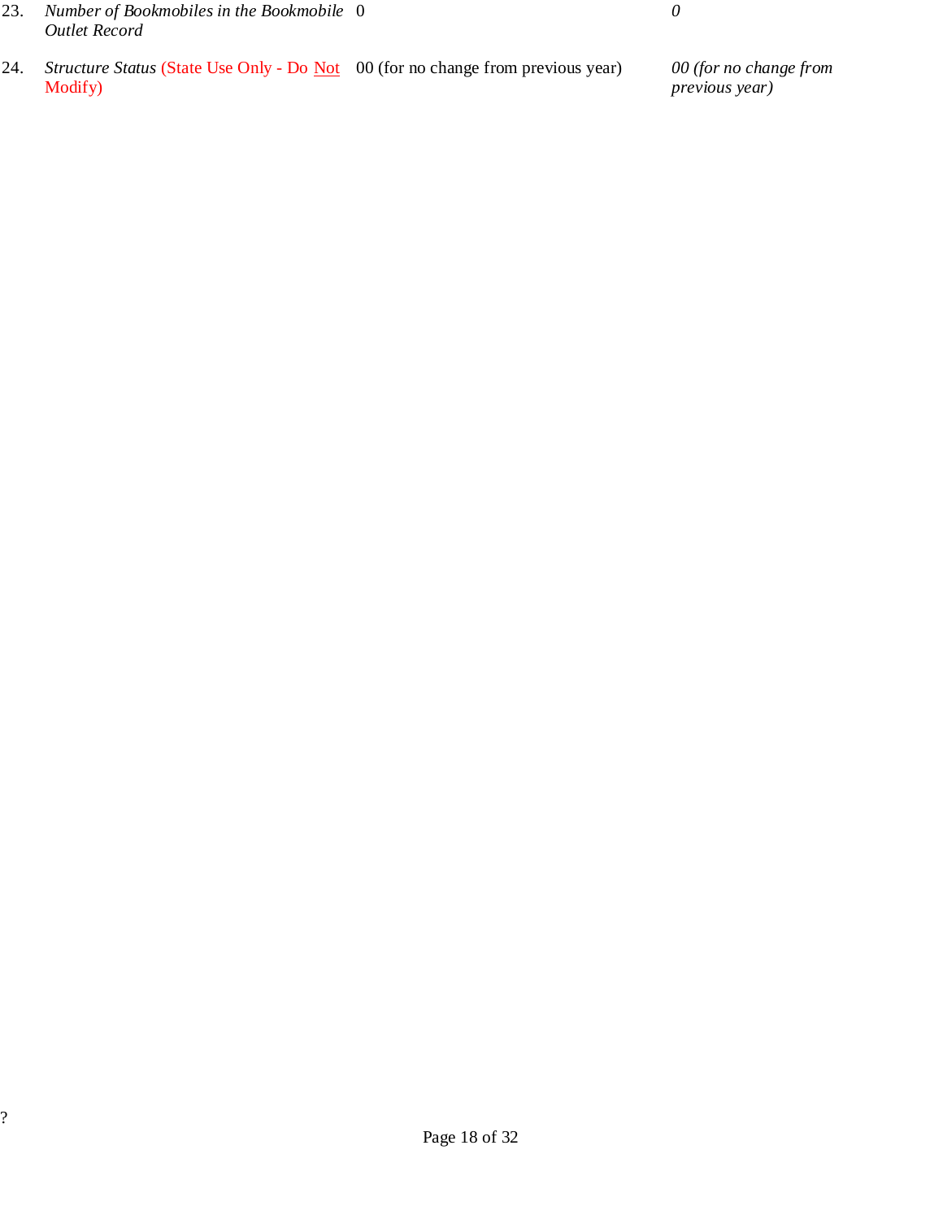| | | | |
|---|---|---|---|
| 23. | *Number of Bookmobiles in the Bookmobile Outlet Record* | 0 | *0* |
| 24. | *Structure Status* (State Use Only - Do Not Modify) | 00 (for no change from previous year) | *00 (for no change from previous year)* |

?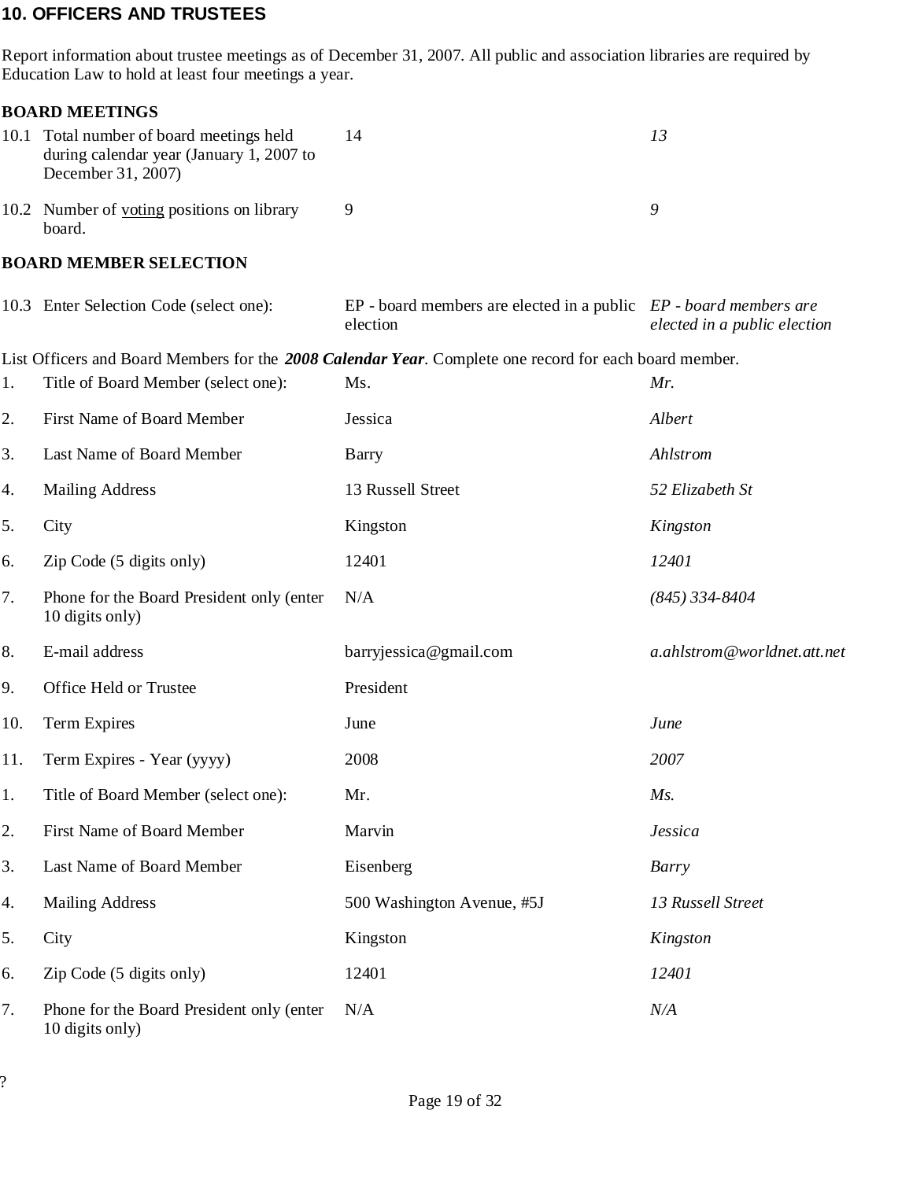## 10. OFFICERS AND TRUSTEES

Report information about trustee meetings as of December 31, 2007. All public and association libraries are required by Education Law to hold at least four meetings a year.

### BOARD MEETINGS

| | | | |
|---|---|---|---|
| 10.1 | Total number of board meetings held during calendar year (January 1, 2007 to December 31, 2007) | 14 | *13* |
| 10.2 | Number of voting positions on library board. | 9 | *9* |

### BOARD MEMBER SELECTION

| | | | |
|---|---|---|---|
| 10.3 | Enter Selection Code (select one): | EP - board members are elected in a public election | *EP - board members are elected in a public election* |

List Officers and Board Members for the ***2008 Calendar Year***. Complete one record for each board member.

| | | | |
|---|---|---|---|
| 1. | Title of Board Member (select one): | Ms. | *Mr.* |
| 2. | First Name of Board Member | Jessica | *Albert* |
| 3. | Last Name of Board Member | Barry | *Ahlstrom* |
| 4. | Mailing Address | 13 Russell Street | *52 Elizabeth St* |
| 5. | City | Kingston | *Kingston* |
| 6. | Zip Code (5 digits only) | 12401 | *12401* |
| 7. | Phone for the Board President only (enter 10 digits only) | N/A | *(845) 334-8404* |
| 8. | E-mail address | barryjessica@gmail.com | *a.ahlstrom@worldnet.att.net* |
| 9. | Office Held or Trustee | President | |
| 10. | Term Expires | June | *June* |
| 11. | Term Expires - Year (yyyy) | 2008 | *2007* |
| 1. | Title of Board Member (select one): | Mr. | *Ms.* |
| 2. | First Name of Board Member | Marvin | *Jessica* |
| 3. | Last Name of Board Member | Eisenberg | *Barry* |
| 4. | Mailing Address | 500 Washington Avenue, #5J | *13 Russell Street* |
| 5. | City | Kingston | *Kingston* |
| 6. | Zip Code (5 digits only) | 12401 | *12401* |
| 7. | Phone for the Board President only (enter 10 digits only) | N/A | *N/A* |

?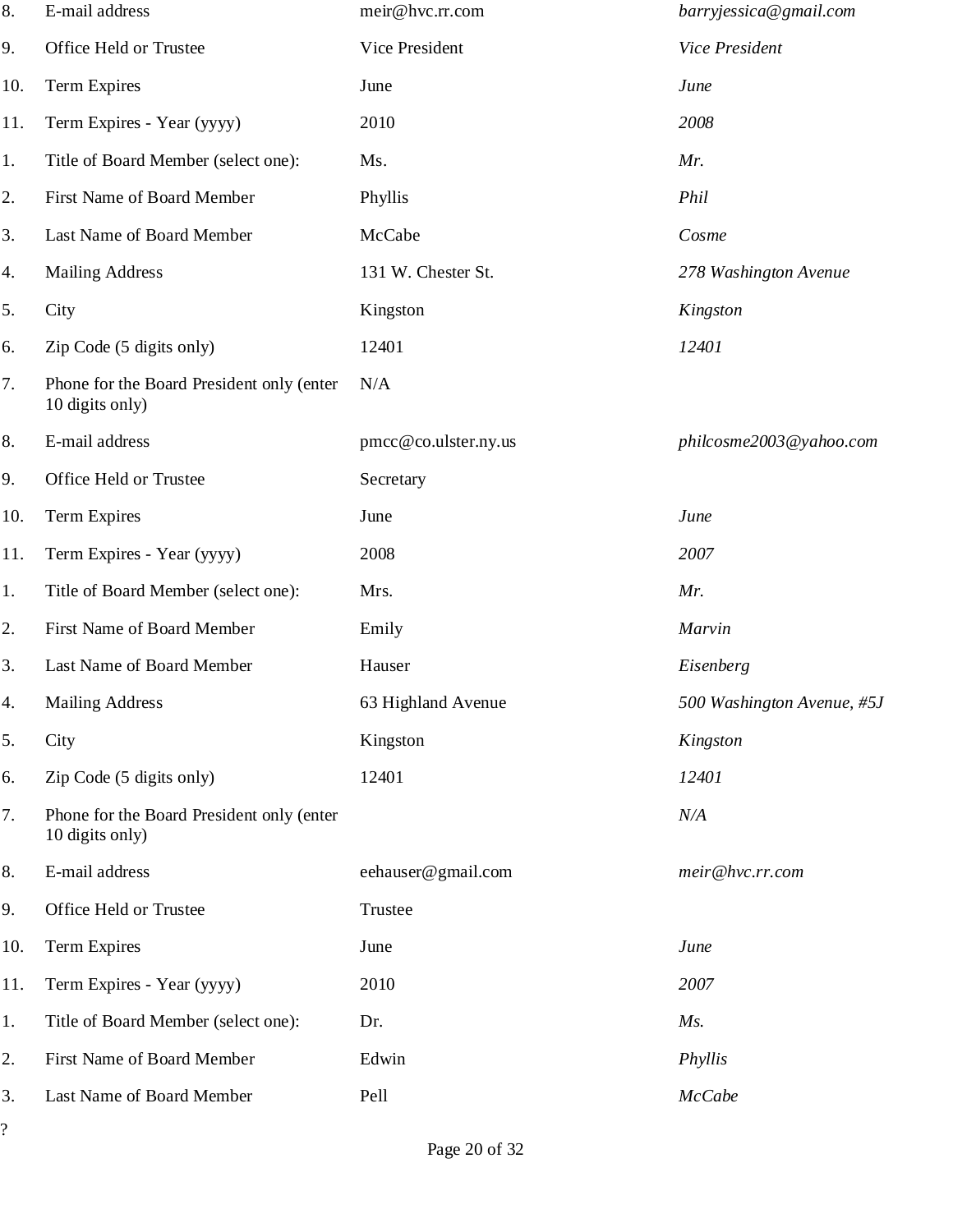| | | | |
|---|---|---|---|
| 8. | E-mail address | meir@hvc.rr.com | *barryjessica@gmail.com* |
| 9. | Office Held or Trustee | Vice President | *Vice President* |
| 10. | Term Expires | June | *June* |
| 11. | Term Expires - Year (yyyy) | 2010 | *2008* |
| 1. | Title of Board Member (select one): | Ms. | *Mr.* |
| 2. | First Name of Board Member | Phyllis | *Phil* |
| 3. | Last Name of Board Member | McCabe | *Cosme* |
| 4. | Mailing Address | 131 W. Chester St. | *278 Washington Avenue* |
| 5. | City | Kingston | *Kingston* |
| 6. | Zip Code (5 digits only) | 12401 | *12401* |
| 7. | Phone for the Board President only (enter 10 digits only) | N/A | |
| 8. | E-mail address | pmcc@co.ulster.ny.us | *philcosme2003@yahoo.com* |
| 9. | Office Held or Trustee | Secretary | |
| 10. | Term Expires | June | *June* |
| 11. | Term Expires - Year (yyyy) | 2008 | *2007* |
| 1. | Title of Board Member (select one): | Mrs. | *Mr.* |
| 2. | First Name of Board Member | Emily | *Marvin* |
| 3. | Last Name of Board Member | Hauser | *Eisenberg* |
| 4. | Mailing Address | 63 Highland Avenue | *500 Washington Avenue, #5J* |
| 5. | City | Kingston | *Kingston* |
| 6. | Zip Code (5 digits only) | 12401 | *12401* |
| 7. | Phone for the Board President only (enter 10 digits only) | | *N/A* |
| 8. | E-mail address | eehauser@gmail.com | *meir@hvc.rr.com* |
| 9. | Office Held or Trustee | Trustee | |
| 10. | Term Expires | June | *June* |
| 11. | Term Expires - Year (yyyy) | 2010 | *2007* |
| 1. | Title of Board Member (select one): | Dr. | *Ms.* |
| 2. | First Name of Board Member | Edwin | *Phyllis* |
| 3. | Last Name of Board Member | Pell | *McCabe* |

?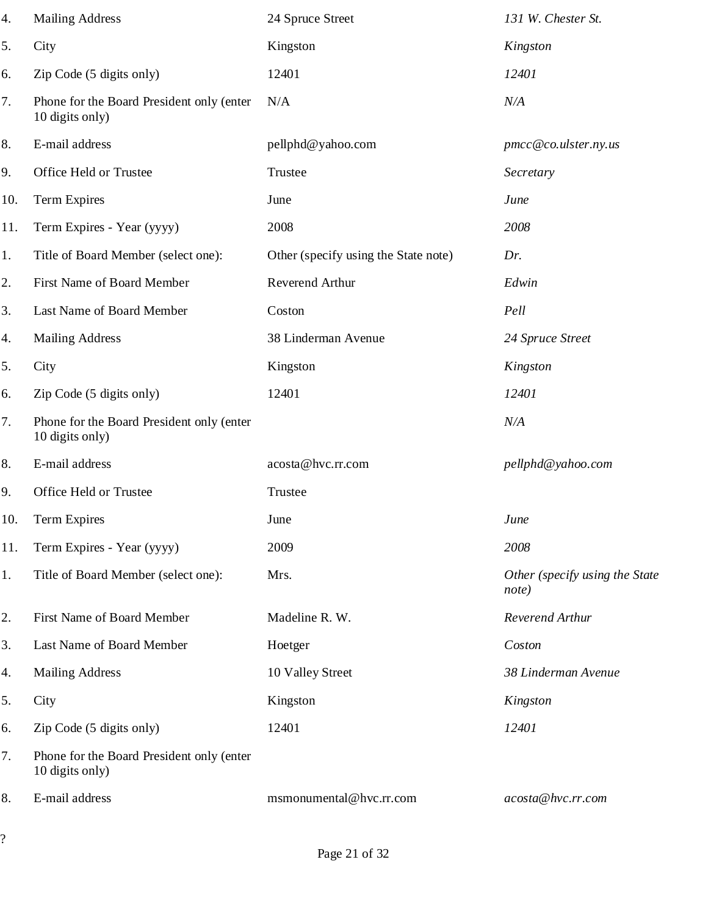| | | | |
|---|---|---|---|
| 4. | Mailing Address | 24 Spruce Street | *131 W. Chester St.* |
| 5. | City | Kingston | *Kingston* |
| 6. | Zip Code (5 digits only) | 12401 | *12401* |
| 7. | Phone for the Board President only (enter 10 digits only) | N/A | *N/A* |
| 8. | E-mail address | pellphd@yahoo.com | *pmcc@co.ulster.ny.us* |
| 9. | Office Held or Trustee | Trustee | *Secretary* |
| 10. | Term Expires | June | *June* |
| 11. | Term Expires - Year (yyyy) | 2008 | *2008* |
| 1. | Title of Board Member (select one): | Other (specify using the State note) | *Dr.* |
| 2. | First Name of Board Member | Reverend Arthur | *Edwin* |
| 3. | Last Name of Board Member | Coston | *Pell* |
| 4. | Mailing Address | 38 Linderman Avenue | *24 Spruce Street* |
| 5. | City | Kingston | *Kingston* |
| 6. | Zip Code (5 digits only) | 12401 | *12401* |
| 7. | Phone for the Board President only (enter 10 digits only) | | *N/A* |
| 8. | E-mail address | acosta@hvc.rr.com | *pellphd@yahoo.com* |
| 9. | Office Held or Trustee | Trustee | |
| 10. | Term Expires | June | *June* |
| 11. | Term Expires - Year (yyyy) | 2009 | *2008* |
| 1. | Title of Board Member (select one): | Mrs. | *Other (specify using the State note)* |
| 2. | First Name of Board Member | Madeline R. W. | *Reverend Arthur* |
| 3. | Last Name of Board Member | Hoetger | *Coston* |
| 4. | Mailing Address | 10 Valley Street | *38 Linderman Avenue* |
| 5. | City | Kingston | *Kingston* |
| 6. | Zip Code (5 digits only) | 12401 | *12401* |
| 7. | Phone for the Board President only (enter 10 digits only) | | |
| 8. | E-mail address | msmonumental@hvc.rr.com | *acosta@hvc.rr.com* |

?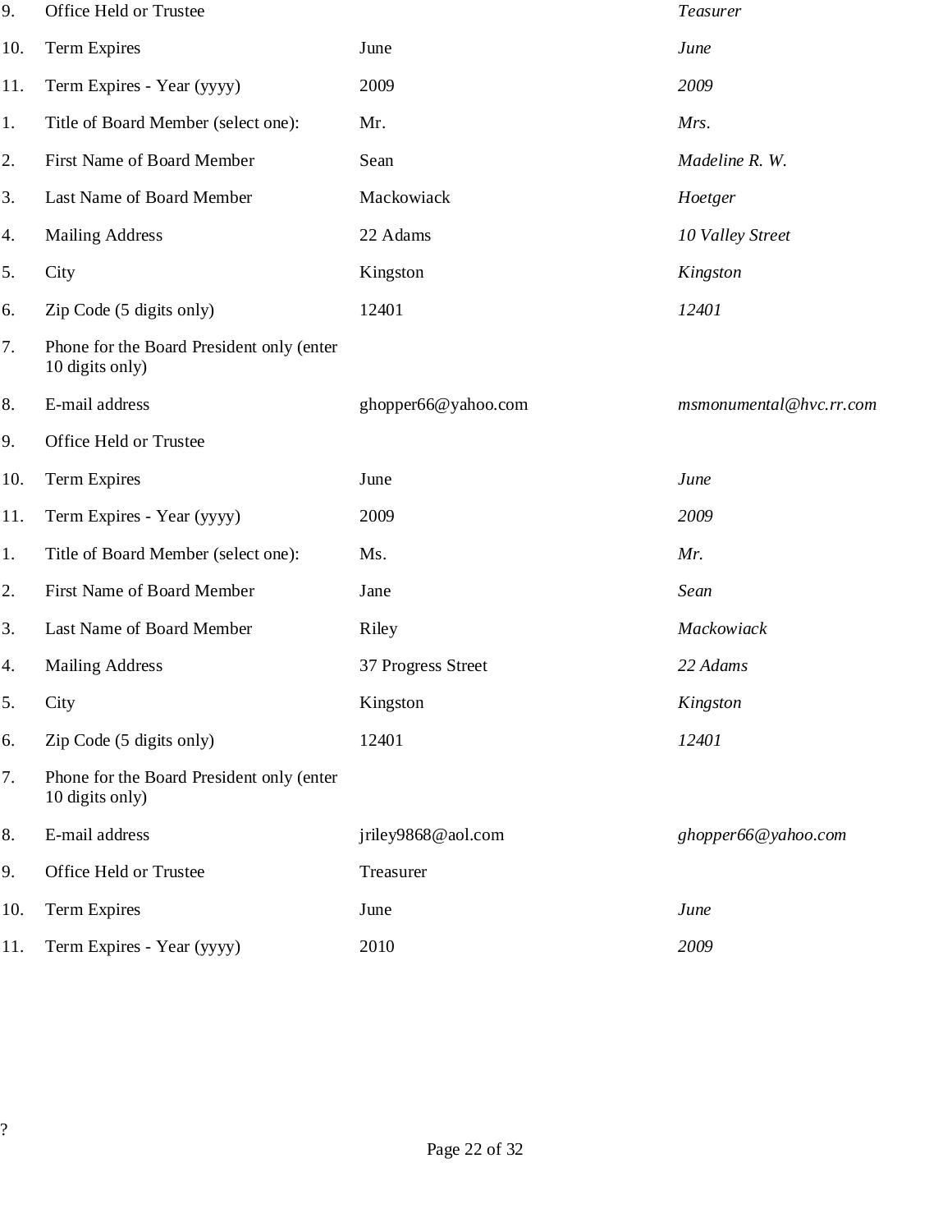| | | | |
|---|---|---|---|
| 9. | Office Held or Trustee | | *Teasurer* |
| 10. | Term Expires | June | *June* |
| 11. | Term Expires - Year (yyyy) | 2009 | *2009* |
| 1. | Title of Board Member (select one): | Mr. | *Mrs.* |
| 2. | First Name of Board Member | Sean | *Madeline R. W.* |
| 3. | Last Name of Board Member | Mackowiack | *Hoetger* |
| 4. | Mailing Address | 22 Adams | *10 Valley Street* |
| 5. | City | Kingston | *Kingston* |
| 6. | Zip Code (5 digits only) | 12401 | *12401* |
| 7. | Phone for the Board President only (enter 10 digits only) | | |
| 8. | E-mail address | ghopper66@yahoo.com | *msmonumental@hvc.rr.com* |
| 9. | Office Held or Trustee | | |
| 10. | Term Expires | June | *June* |
| 11. | Term Expires - Year (yyyy) | 2009 | *2009* |
| 1. | Title of Board Member (select one): | Ms. | *Mr.* |
| 2. | First Name of Board Member | Jane | *Sean* |
| 3. | Last Name of Board Member | Riley | *Mackowiack* |
| 4. | Mailing Address | 37 Progress Street | *22 Adams* |
| 5. | City | Kingston | *Kingston* |
| 6. | Zip Code (5 digits only) | 12401 | *12401* |
| 7. | Phone for the Board President only (enter 10 digits only) | | |
| 8. | E-mail address | jriley9868@aol.com | *ghopper66@yahoo.com* |
| 9. | Office Held or Trustee | Treasurer | |
| 10. | Term Expires | June | *June* |
| 11. | Term Expires - Year (yyyy) | 2010 | *2009* |

?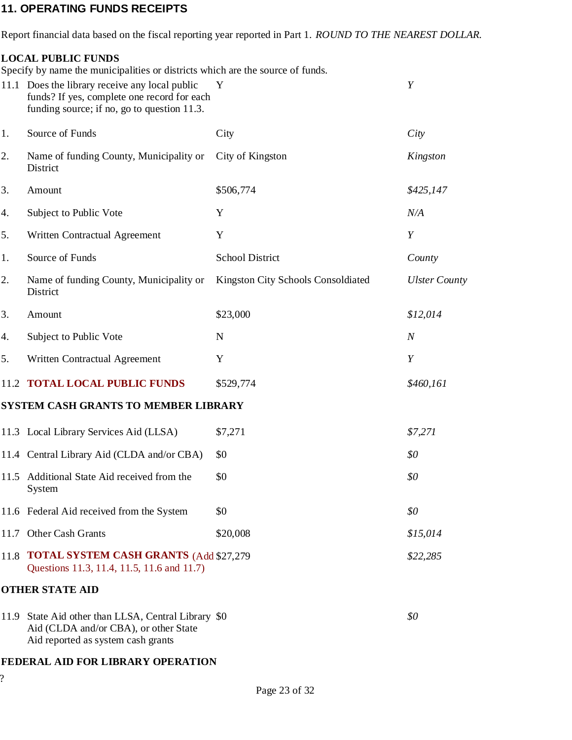## 11. OPERATING FUNDS RECEIPTS

Report financial data based on the fiscal reporting year reported in Part 1. *ROUND TO THE NEAREST DOLLAR.*

**LOCAL PUBLIC FUNDS**

Specify by name the municipalities or districts which are the source of funds.

| | | | |
|---|---|---|---|
| 11.1 | Does the library receive any local public funds? If yes, complete one record for each funding source; if no, go to question 11.3. | Y | *Y* |
| 1. | Source of Funds | City | *City* |
| 2. | Name of funding County, Municipality or District | City of Kingston | *Kingston* |
| 3. | Amount | $506,774 | *$425,147* |
| 4. | Subject to Public Vote | Y | *N/A* |
| 5. | Written Contractual Agreement | Y | *Y* |
| 1. | Source of Funds | School District | *County* |
| 2. | Name of funding County, Municipality or District | Kingston City Schools Consoldiated | *Ulster County* |
| 3. | Amount | $23,000 | *$12,014* |
| 4. | Subject to Public Vote | N | *N* |
| 5. | Written Contractual Agreement | Y | *Y* |
| 11.2 | **TOTAL LOCAL PUBLIC FUNDS** | $529,774 | *$460,161* |

**SYSTEM CASH GRANTS TO MEMBER LIBRARY**

| | | | |
|---|---|---|---|
| 11.3 | Local Library Services Aid (LLSA) | $7,271 | *$7,271* |
| 11.4 | Central Library Aid (CLDA and/or CBA) | $0 | *$0* |
| 11.5 | Additional State Aid received from the System | $0 | *$0* |
| 11.6 | Federal Aid received from the System | $0 | *$0* |
| 11.7 | Other Cash Grants | $20,008 | *$15,014* |
| 11.8 | **TOTAL SYSTEM CASH GRANTS** (Add Questions 11.3, 11.4, 11.5, 11.6 and 11.7) | $27,279 | *$22,285* |

**OTHER STATE AID**

| | | | |
|---|---|---|---|
| 11.9 | State Aid other than LLSA, Central Library Aid (CLDA and/or CBA), or other State Aid reported as system cash grants | $0 | *$0* |

**FEDERAL AID FOR LIBRARY OPERATION**

?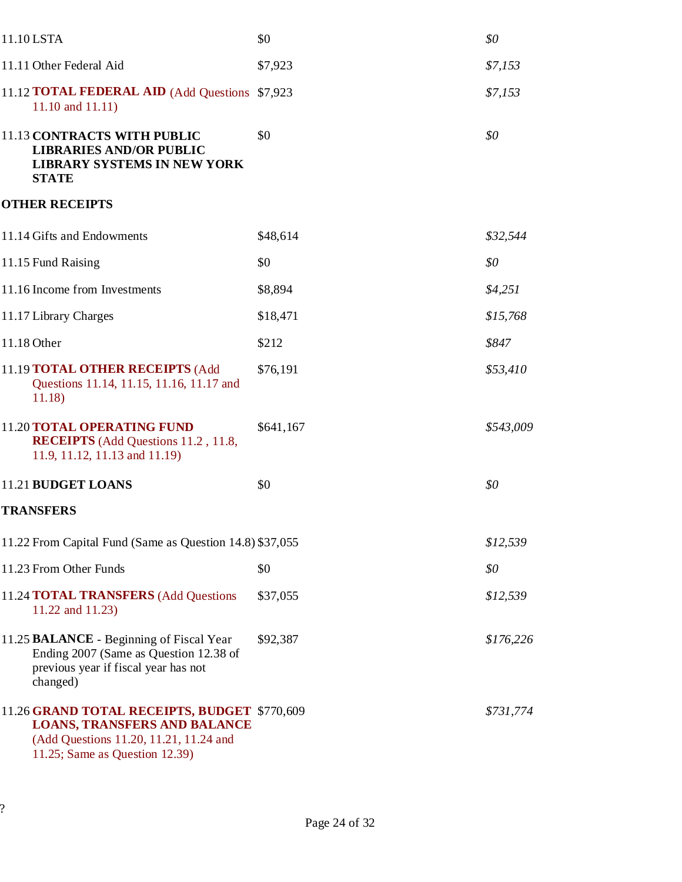| | | | |
|---|---|---|---|
| 11.10 | LSTA | $0 | *$0* |
| 11.11 | Other Federal Aid | $7,923 | *$7,153* |
| 11.12 | **TOTAL FEDERAL AID** (Add Questions 11.10 and 11.11) | $7,923 | *$7,153* |
| 11.13 | **CONTRACTS WITH PUBLIC LIBRARIES AND/OR PUBLIC LIBRARY SYSTEMS IN NEW YORK STATE** | $0 | *$0* |
| **OTHER RECEIPTS** | | | |
| 11.14 | Gifts and Endowments | $48,614 | *$32,544* |
| 11.15 | Fund Raising | $0 | *$0* |
| 11.16 | Income from Investments | $8,894 | *$4,251* |
| 11.17 | Library Charges | $18,471 | *$15,768* |
| 11.18 | Other | $212 | *$847* |
| 11.19 | **TOTAL OTHER RECEIPTS** (Add Questions 11.14, 11.15, 11.16, 11.17 and 11.18) | $76,191 | *$53,410* |
| 11.20 | **TOTAL OPERATING FUND RECEIPTS** (Add Questions 11.2 , 11.8, 11.9, 11.12, 11.13 and 11.19) | $641,167 | *$543,009* |
| 11.21 | **BUDGET LOANS** | $0 | *$0* |
| **TRANSFERS** | | | |
| 11.22 | From Capital Fund (Same as Question 14.8) | $37,055 | *$12,539* |
| 11.23 | From Other Funds | $0 | *$0* |
| 11.24 | **TOTAL TRANSFERS** (Add Questions 11.22 and 11.23) | $37,055 | *$12,539* |
| 11.25 | **BALANCE** - Beginning of Fiscal Year Ending 2007 (Same as Question 12.38 of previous year if fiscal year has not changed) | $92,387 | *$176,226* |
| 11.26 | **GRAND TOTAL RECEIPTS, BUDGET LOANS, TRANSFERS AND BALANCE** (Add Questions 11.20, 11.21, 11.24 and 11.25; Same as Question 12.39) | $770,609 | *$731,774* |

?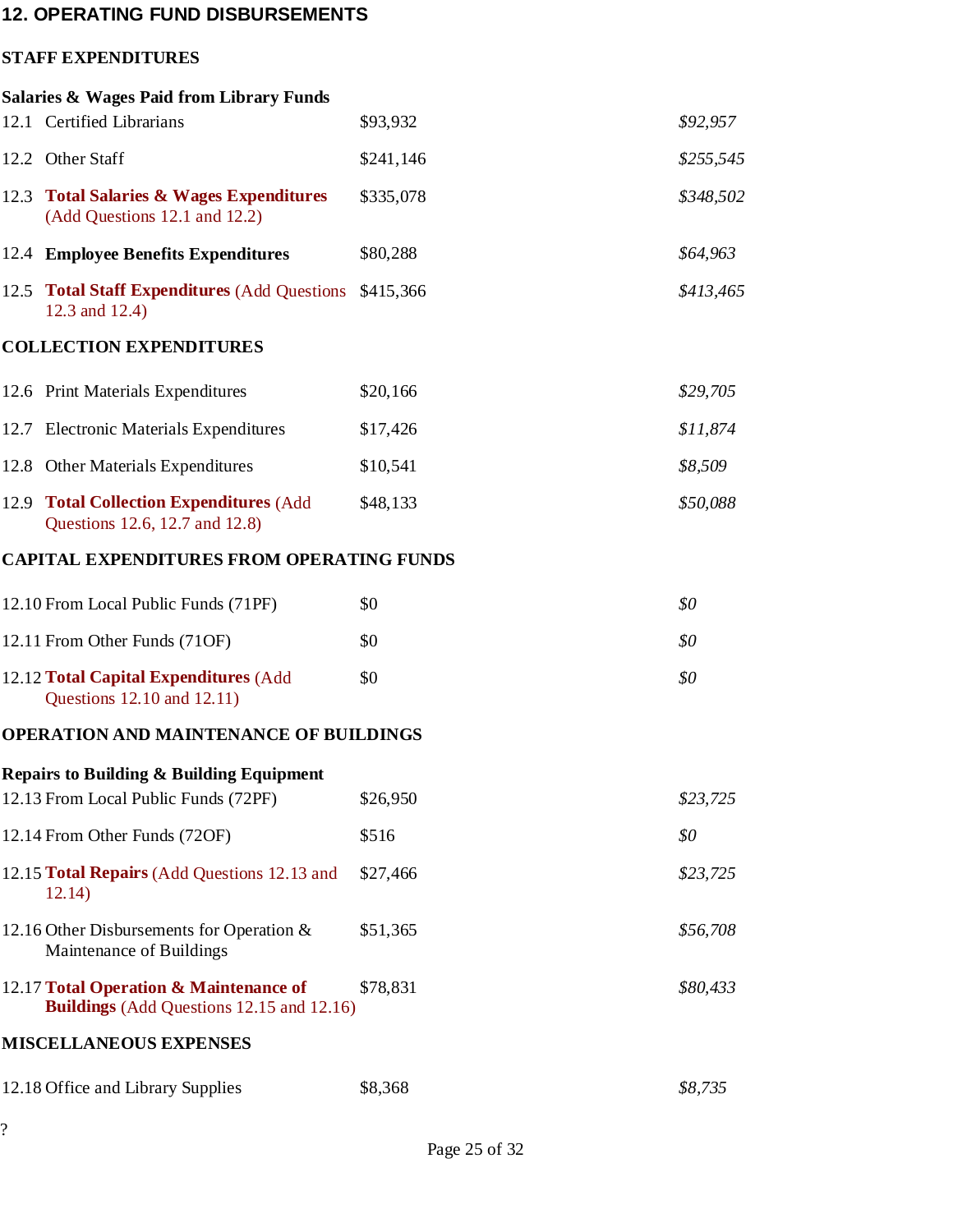## 12. OPERATING FUND DISBURSEMENTS

### STAFF EXPENDITURES

**Salaries & Wages Paid from Library Funds**

| | | | |
|---|---|---|---|
| 12.1 | Certified Librarians | $93,932 | *$92,957* |
| 12.2 | Other Staff | $241,146 | *$255,545* |
| 12.3 | **Total Salaries & Wages Expenditures** (Add Questions 12.1 and 12.2) | $335,078 | *$348,502* |
| 12.4 | **Employee Benefits Expenditures** | $80,288 | *$64,963* |
| 12.5 | **Total Staff Expenditures** (Add Questions 12.3 and 12.4) | $415,366 | *$413,465* |

### COLLECTION EXPENDITURES

| | | | |
|---|---|---|---|
| 12.6 | Print Materials Expenditures | $20,166 | *$29,705* |
| 12.7 | Electronic Materials Expenditures | $17,426 | *$11,874* |
| 12.8 | Other Materials Expenditures | $10,541 | *$8,509* |
| 12.9 | **Total Collection Expenditures** (Add Questions 12.6, 12.7 and 12.8) | $48,133 | *$50,088* |

### CAPITAL EXPENDITURES FROM OPERATING FUNDS

| | | | |
|---|---|---|---|
| 12.10 | From Local Public Funds (71PF) | $0 | *$0* |
| 12.11 | From Other Funds (71OF) | $0 | *$0* |
| 12.12 | **Total Capital Expenditures** (Add Questions 12.10 and 12.11) | $0 | *$0* |

### OPERATION AND MAINTENANCE OF BUILDINGS

**Repairs to Building & Building Equipment**

| | | | |
|---|---|---|---|
| 12.13 | From Local Public Funds (72PF) | $26,950 | *$23,725* |
| 12.14 | From Other Funds (72OF) | $516 | *$0* |
| 12.15 | **Total Repairs** (Add Questions 12.13 and 12.14) | $27,466 | *$23,725* |
| 12.16 | Other Disbursements for Operation & Maintenance of Buildings | $51,365 | *$56,708* |
| 12.17 | **Total Operation & Maintenance of Buildings** (Add Questions 12.15 and 12.16) | $78,831 | *$80,433* |

### MISCELLANEOUS EXPENSES

| | | | |
|---|---|---|---|
| 12.18 | Office and Library Supplies | $8,368 | *$8,735* |

?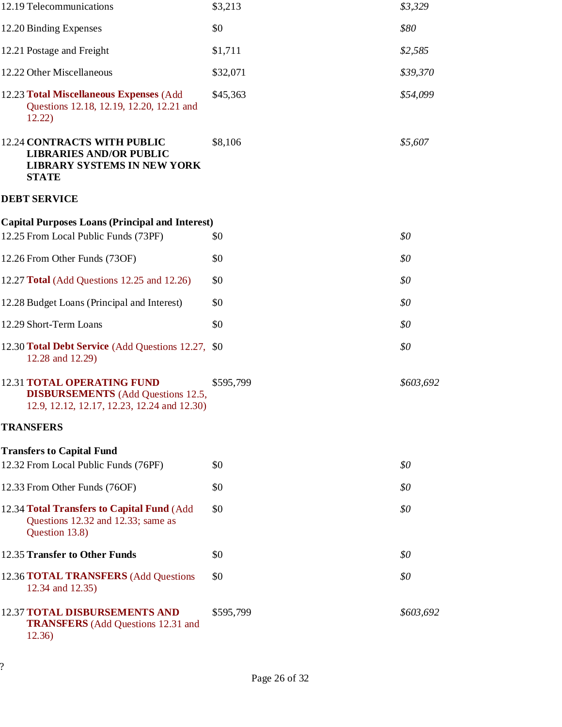| | | |
|---|---|---|
| 12.19 Telecommunications | $3,213 | *$3,329* |
| 12.20 Binding Expenses | $0 | *$80* |
| 12.21 Postage and Freight | $1,711 | *$2,585* |
| 12.22 Other Miscellaneous | $32,071 | *$39,370* |
| 12.23 **Total Miscellaneous Expenses** (Add Questions 12.18, 12.19, 12.20, 12.21 and 12.22) | $45,363 | *$54,099* |
| 12.24 **CONTRACTS WITH PUBLIC LIBRARIES AND/OR PUBLIC LIBRARY SYSTEMS IN NEW YORK STATE** | $8,106 | *$5,607* |

**DEBT SERVICE**

**Capital Purposes Loans (Principal and Interest)**

| | | |
|---|---|---|
| 12.25 From Local Public Funds (73PF) | $0 | *$0* |
| 12.26 From Other Funds (73OF) | $0 | *$0* |
| 12.27 **Total** (Add Questions 12.25 and 12.26) | $0 | *$0* |
| 12.28 Budget Loans (Principal and Interest) | $0 | *$0* |
| 12.29 Short-Term Loans | $0 | *$0* |
| 12.30 **Total Debt Service** (Add Questions 12.27, 12.28 and 12.29) | $0 | *$0* |
| 12.31 **TOTAL OPERATING FUND DISBURSEMENTS** (Add Questions 12.5, 12.9, 12.12, 12.17, 12.23, 12.24 and 12.30) | $595,799 | *$603,692* |

**TRANSFERS**

**Transfers to Capital Fund**

| | | |
|---|---|---|
| 12.32 From Local Public Funds (76PF) | $0 | *$0* |
| 12.33 From Other Funds (76OF) | $0 | *$0* |
| 12.34 **Total Transfers to Capital Fund** (Add Questions 12.32 and 12.33; same as Question 13.8) | $0 | *$0* |
| 12.35 **Transfer to Other Funds** | $0 | *$0* |
| 12.36 **TOTAL TRANSFERS** (Add Questions 12.34 and 12.35) | $0 | *$0* |
| 12.37 **TOTAL DISBURSEMENTS AND TRANSFERS** (Add Questions 12.31 and 12.36) | $595,799 | *$603,692* |

?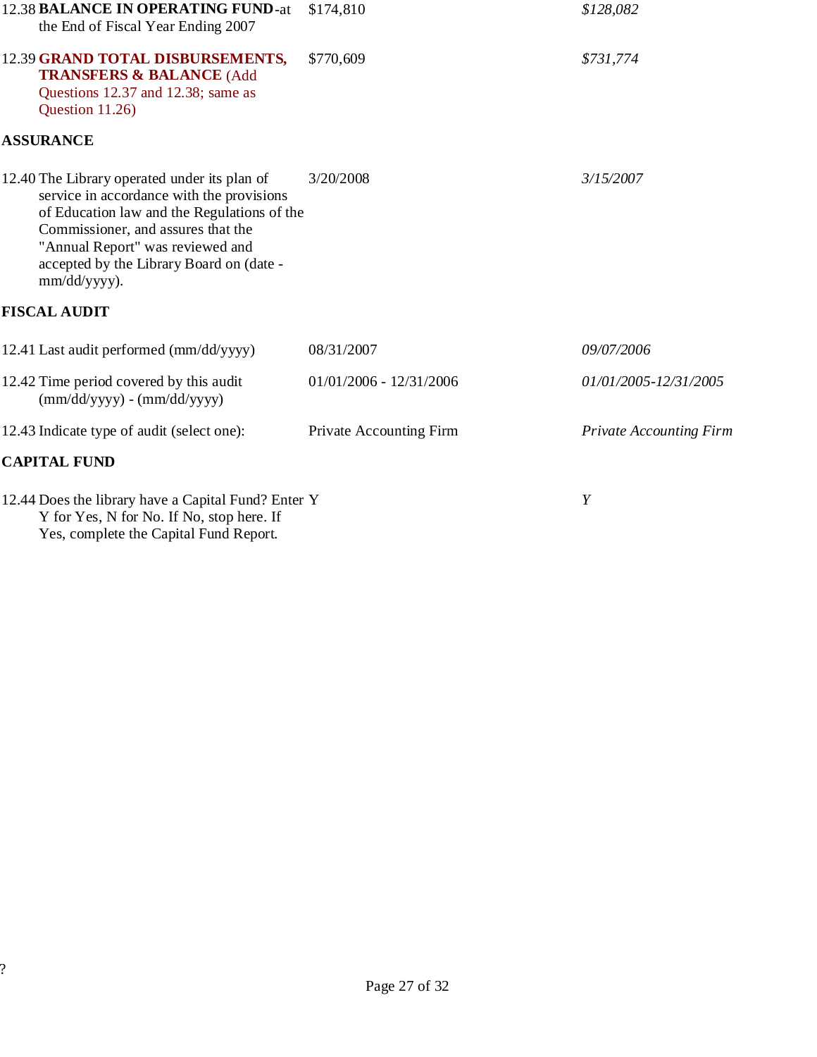| | | | |
|---|---|---|---|
| 12.38 | **BALANCE IN OPERATING FUND**-at the End of Fiscal Year Ending 2007 | $174,810 | *$128,082* |
| 12.39 | **GRAND TOTAL DISBURSEMENTS, TRANSFERS & BALANCE** (Add Questions 12.37 and 12.38; same as Question 11.26) | $770,609 | *$731,774* |

**ASSURANCE**

| | | | |
|---|---|---|---|
| 12.40 | The Library operated under its plan of service in accordance with the provisions of Education law and the Regulations of the Commissioner, and assures that the "Annual Report" was reviewed and accepted by the Library Board on (date - mm/dd/yyyy). | 3/20/2008 | *3/15/2007* |

**FISCAL AUDIT**

| | | | |
|---|---|---|---|
| 12.41 | Last audit performed (mm/dd/yyyy) | 08/31/2007 | *09/07/2006* |
| 12.42 | Time period covered by this audit (mm/dd/yyyy) - (mm/dd/yyyy) | 01/01/2006 - 12/31/2006 | *01/01/2005-12/31/2005* |
| 12.43 | Indicate type of audit (select one): | Private Accounting Firm | *Private Accounting Firm* |

**CAPITAL FUND**

| | | | |
|---|---|---|---|
| 12.44 | Does the library have a Capital Fund? Enter Y for Yes, N for No. If No, stop here. If Yes, complete the Capital Fund Report. | Y | *Y* |

?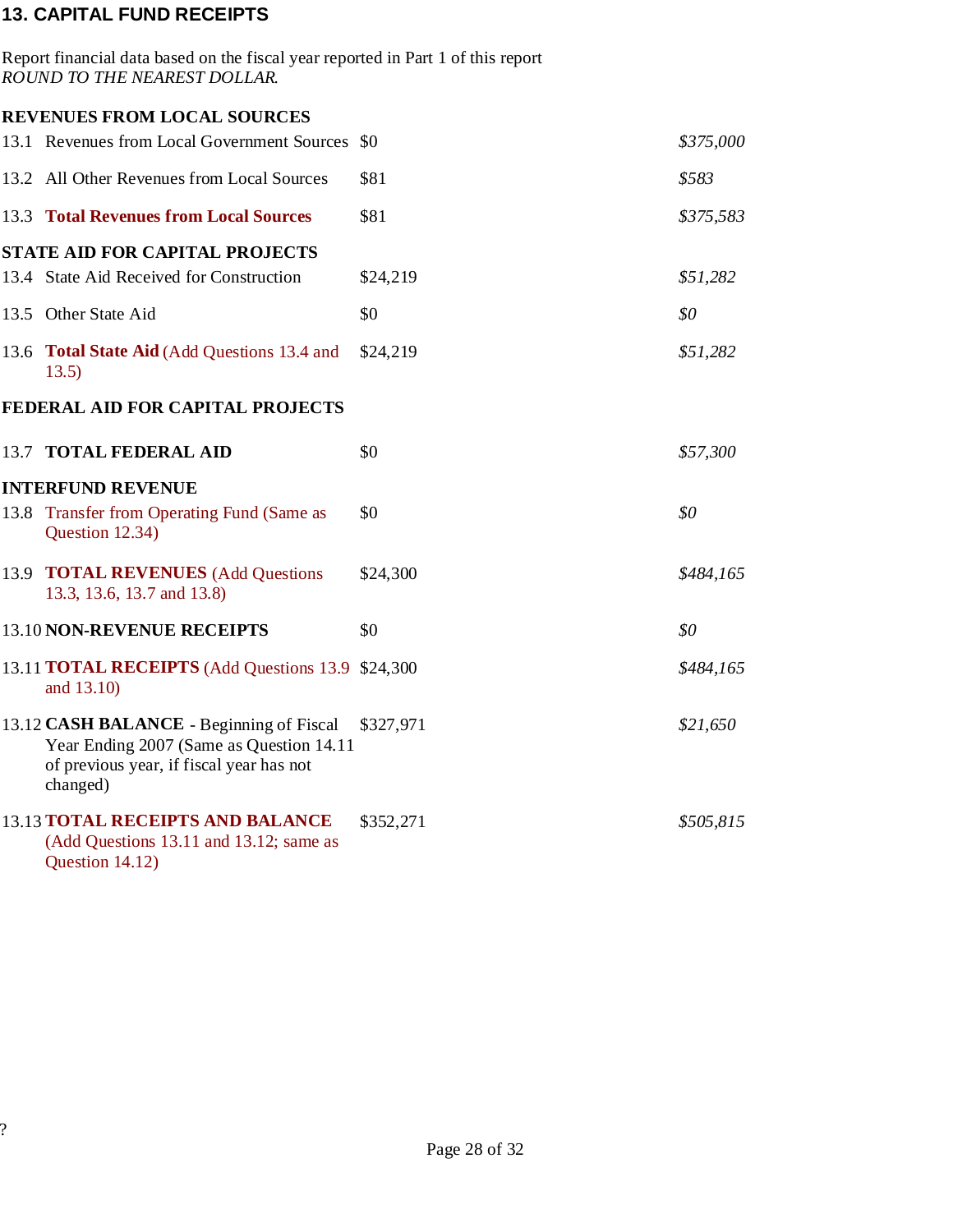### 13. CAPITAL FUND RECEIPTS

Report financial data based on the fiscal year reported in Part 1 of this report
*ROUND TO THE NEAREST DOLLAR.*

| | | | |
|---|---|---|---|
| **REVENUES FROM LOCAL SOURCES** | | | |
| 13.1 | Revenues from Local Government Sources | $0 | *$375,000* |
| 13.2 | All Other Revenues from Local Sources | $81 | *$583* |
| 13.3 | **Total Revenues from Local Sources** | $81 | *$375,583* |
| **STATE AID FOR CAPITAL PROJECTS** | | | |
| 13.4 | State Aid Received for Construction | $24,219 | *$51,282* |
| 13.5 | Other State Aid | $0 | *$0* |
| 13.6 | **Total State Aid** (Add Questions 13.4 and 13.5) | $24,219 | *$51,282* |
| **FEDERAL AID FOR CAPITAL PROJECTS** | | | |
| 13.7 | **TOTAL FEDERAL AID** | $0 | *$57,300* |
| **INTERFUND REVENUE** | | | |
| 13.8 | Transfer from Operating Fund (Same as Question 12.34) | $0 | *$0* |
| 13.9 | **TOTAL REVENUES** (Add Questions 13.3, 13.6, 13.7 and 13.8) | $24,300 | *$484,165* |
| 13.10 | **NON-REVENUE RECEIPTS** | $0 | *$0* |
| 13.11 | **TOTAL RECEIPTS** (Add Questions 13.9 and 13.10) | $24,300 | *$484,165* |
| 13.12 | **CASH BALANCE** - Beginning of Fiscal Year Ending 2007 (Same as Question 14.11 of previous year, if fiscal year has not changed) | $327,971 | *$21,650* |
| 13.13 | **TOTAL RECEIPTS AND BALANCE** (Add Questions 13.11 and 13.12; same as Question 14.12) | $352,271 | *$505,815* |

?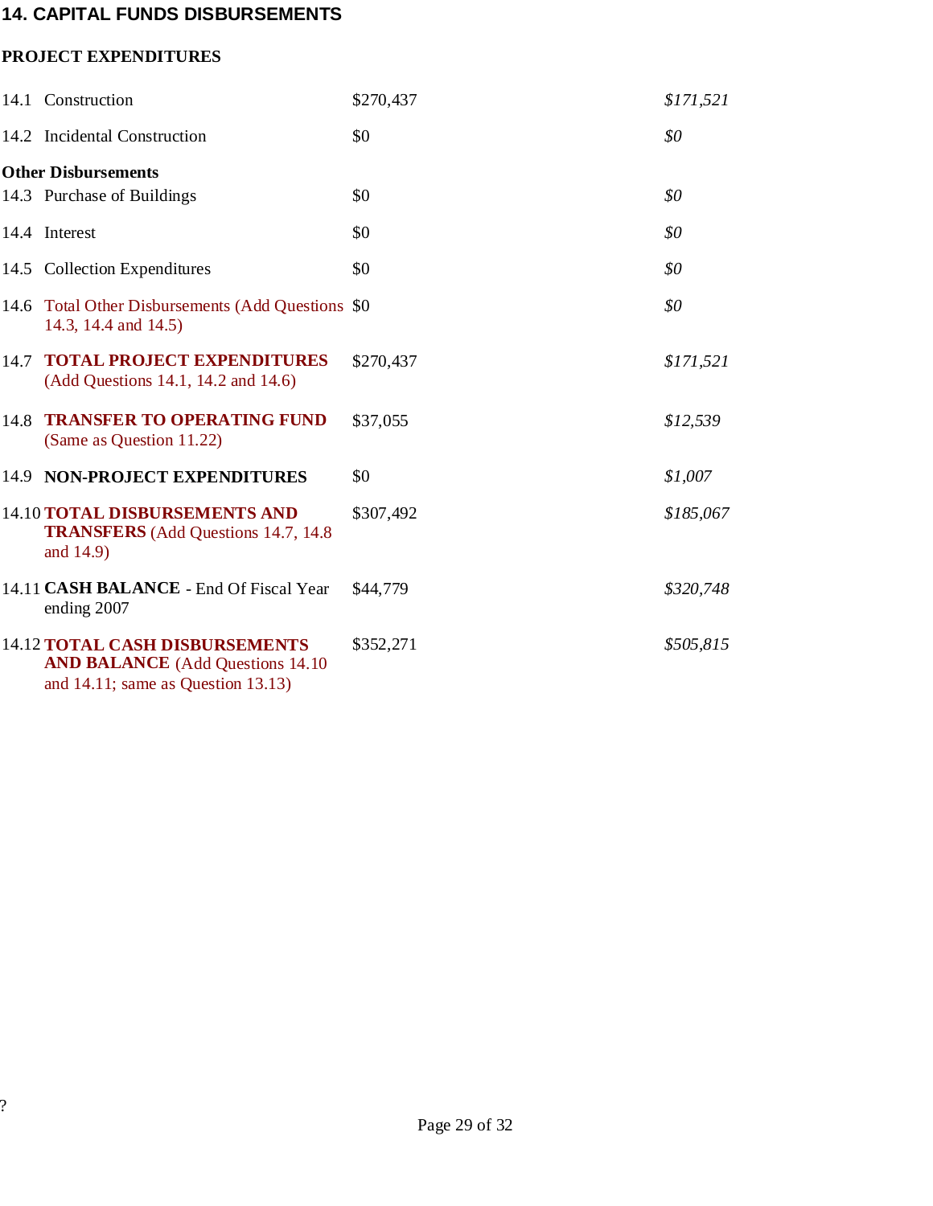## 14. CAPITAL FUNDS DISBURSEMENTS

**PROJECT EXPENDITURES**

| | | | |
|---|---|---|---|
| 14.1 | Construction | $270,437 | *$171,521* |
| 14.2 | Incidental Construction | $0 | *$0* |
| **Other Disbursements** | | | |
| 14.3 | Purchase of Buildings | $0 | *$0* |
| 14.4 | Interest | $0 | *$0* |
| 14.5 | Collection Expenditures | $0 | *$0* |
| 14.6 | Total Other Disbursements (Add Questions 14.3, 14.4 and 14.5) | $0 | *$0* |
| 14.7 | **TOTAL PROJECT EXPENDITURES** (Add Questions 14.1, 14.2 and 14.6) | $270,437 | *$171,521* |
| 14.8 | **TRANSFER TO OPERATING FUND** (Same as Question 11.22) | $37,055 | *$12,539* |
| 14.9 | **NON-PROJECT EXPENDITURES** | $0 | *$1,007* |
| 14.10 | **TOTAL DISBURSEMENTS AND TRANSFERS** (Add Questions 14.7, 14.8 and 14.9) | $307,492 | *$185,067* |
| 14.11 | **CASH BALANCE** - End Of Fiscal Year ending 2007 | $44,779 | *$320,748* |
| 14.12 | **TOTAL CASH DISBURSEMENTS AND BALANCE** (Add Questions 14.10 and 14.11; same as Question 13.13) | $352,271 | *$505,815* |

?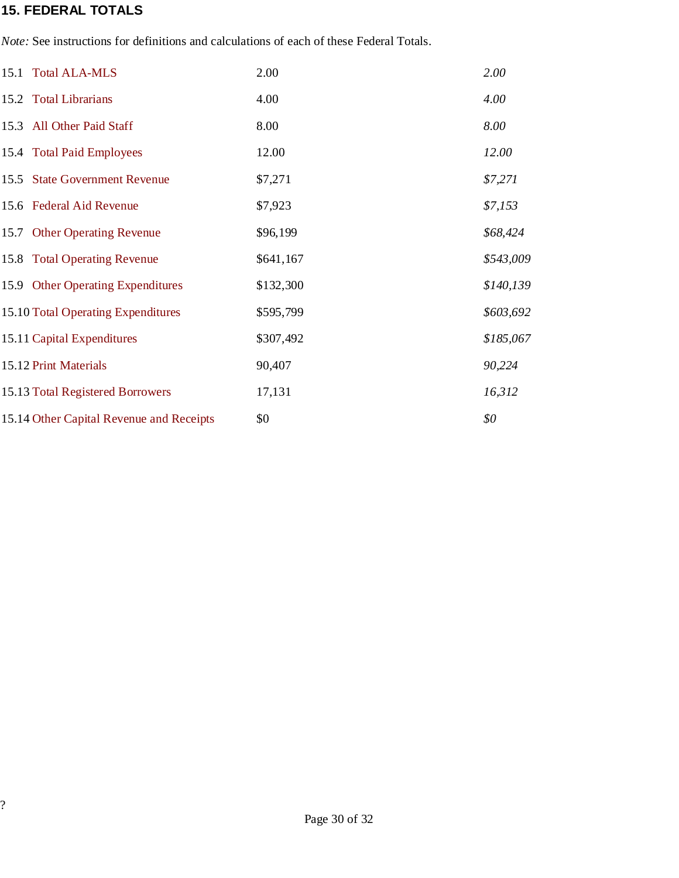## 15. FEDERAL TOTALS

*Note:* See instructions for definitions and calculations of each of these Federal Totals.

| | | | |
|---|---|---|---|
| 15.1 | Total ALA-MLS | 2.00 | *2.00* |
| 15.2 | Total Librarians | 4.00 | *4.00* |
| 15.3 | All Other Paid Staff | 8.00 | *8.00* |
| 15.4 | Total Paid Employees | 12.00 | *12.00* |
| 15.5 | State Government Revenue | $7,271 | *$7,271* |
| 15.6 | Federal Aid Revenue | $7,923 | *$7,153* |
| 15.7 | Other Operating Revenue | $96,199 | *$68,424* |
| 15.8 | Total Operating Revenue | $641,167 | *$543,009* |
| 15.9 | Other Operating Expenditures | $132,300 | *$140,139* |
| 15.10 | Total Operating Expenditures | $595,799 | *$603,692* |
| 15.11 | Capital Expenditures | $307,492 | *$185,067* |
| 15.12 | Print Materials | 90,407 | *90,224* |
| 15.13 | Total Registered Borrowers | 17,131 | *16,312* |
| 15.14 | Other Capital Revenue and Receipts | $0 | *$0* |

?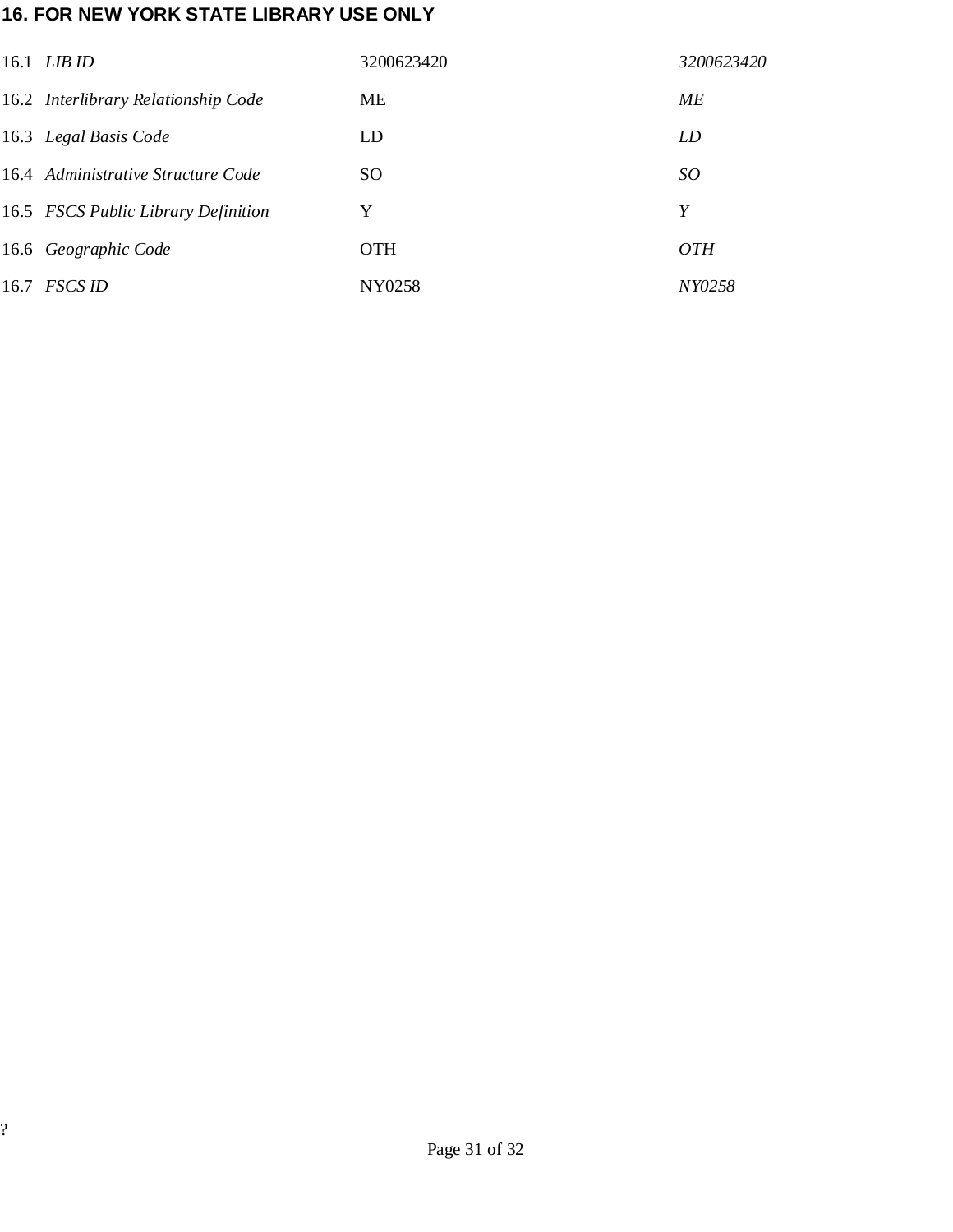## 16. FOR NEW YORK STATE LIBRARY USE ONLY

| | | |
|---|---|---|
| 16.1 *LIB ID* | 3200623420 | *3200623420* |
| 16.2 *Interlibrary Relationship Code* | ME | *ME* |
| 16.3 *Legal Basis Code* | LD | *LD* |
| 16.4 *Administrative Structure Code* | SO | *SO* |
| 16.5 *FSCS Public Library Definition* | Y | *Y* |
| 16.6 *Geographic Code* | OTH | *OTH* |
| 16.7 *FSCS ID* | NY0258 | *NY0258* |

?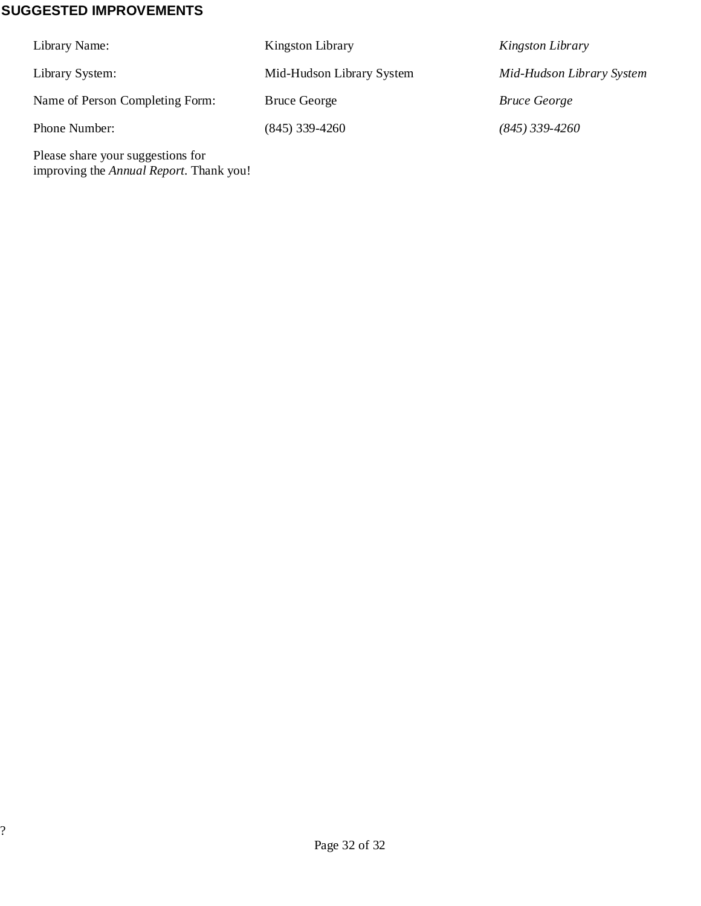## SUGGESTED IMPROVEMENTS

| | | |
|---|---|---|
| Library Name: | Kingston Library | *Kingston Library* |
| Library System: | Mid-Hudson Library System | *Mid-Hudson Library System* |
| Name of Person Completing Form: | Bruce George | *Bruce George* |
| Phone Number: | (845) 339-4260 | *(845) 339-4260* |

Please share your suggestions for improving the *Annual Report*. Thank you!

?